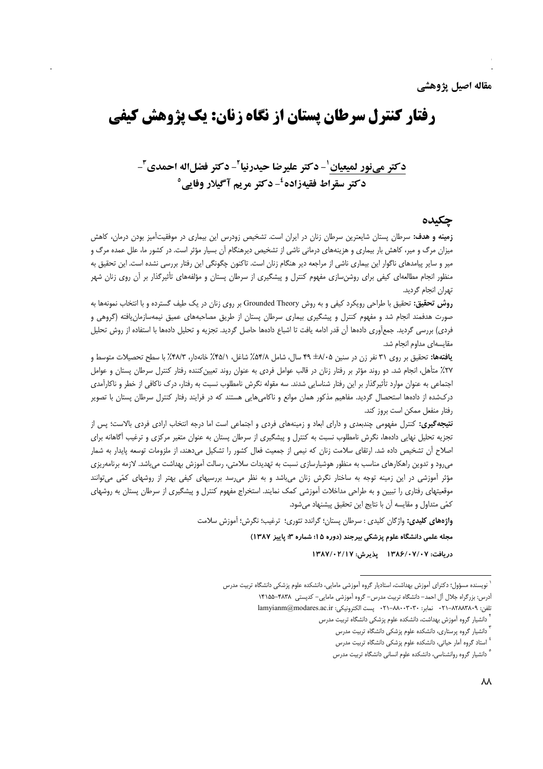**مقاله اصیل پژوهشی**

# رفتار کنترل سرطان پستان از نگاه زنان: یک پژوهش کیفی

**دکتر می‌نور لمیعیان[1]- دکتر علیرضا حیدرنیا[2]- دکتر فضل‌اله احمدی[3]- دکتر سقراط فقیه‌زاده[4]- دکتر مریم آگیلار وفایی[5]**

## چکیده

**زمینه و هدف:** سرطان پستان شایعترین سرطان زنان در ایران است. تشخیص زودرس این بیماری در موفقیت‌آمیز بودن درمان، کاهش میزان مرگ و میر، کاهش بار بیماری و هزینه‌های درمانی ناشی از تشخیص دیرهنگام آن بسیار مؤثر است. در کشور ما، علل عمده مرگ و میر و سایر پیامدهای ناگوار این بیماری ناشی از مراجعه دیر هنگام زنان است. تاکنون چگونگی این رفتار بررسی نشده است. این تحقیق به منظور انجام مطالعه‌ای کیفی برای روشن‌سازی مفهوم کنترل و پیشگیری از سرطان پستان و مؤلفه‌های تأثیرگذار بر آن روی زنان شهر تهران انجام گردید.

**روش تحقیق:** تحقیق با طراحی رویکرد کیفی و به روش Grounded Theory بر روی زنان در یک طیف گسترده و با انتخاب نمونه‌ها به صورت هدفمند انجام شد و مفهوم کنترل و پیشگیری بیماری سرطان پستان از طریق مصاحبه‌های عمیق نیمه‌سازمان‌یافته (گروهی و فردی) بررسی گردید. جمع‌آوری داده‌ها آن قدر ادامه یافت تا اشباع داده‌ها حاصل گردید. تجزیه و تحلیل داده‌ها با استفاده از روش تحلیل مقایسه‌ای مداوم انجام شد.

**یافته‌ها:** تحقیق بر روی ۳۱ نفر زن در سنین ۸/۰۵± ۴۹ سال، شامل ۵۴/۸٪ شاغل، ۴۵/۱٪ خانه‌دار، ۴۸/۳٪ با سطح تحصیلات متوسط و ۲۷٪ متأهل، انجام شد. دو روند مؤثر بر رفتار زنان در قالب عوامل فردی به عنوان روند تعیین‌کننده رفتار کنترل سرطان پستان و عوامل اجتماعی به عنوان موارد تأثیرگذار بر این رفتار شناسایی شدند. سه مقوله نگرش نامطلوب نسبت به رفتار، درک ناکافی از خطر و ناکارآمدی درک‌شده از داده‌ها استحصال گردید. مفاهیم مذکور همان موانع و ناکامی‌هایی هستند که در فرایند رفتار کنترل سرطان پستان با تصویر رفتار منفعل ممکن است بروز کند.

**نتیجه‌گیری:** کنترل مفهومی چندبعدی و دارای ابعاد و زمینه‌های فردی و اجتماعی است اما درجه انتخاب ارادی فردی بالاست؛ پس از تجزیه تحلیل نهایی داده‌ها، نگرش نامطلوب نسبت به کنترل و پیشگیری از سرطان پستان به عنوان متغیر مرکزی و ترغیب آگاهانه برای اصلاح آن تشخیص داده شد. ارتقای سلامت زنان که نیمی از جمعیت فعال کشور را تشکیل می‌دهند، از ملزومات توسعه پایدار به شمار می‌رود و تدوین راهکارهای مناسب به منظور هوشیارسازی نسبت به تهدیدات سلامتی، رسالت آموزش بهداشت می‌باشد. لازمه برنامه‌ریزی مؤثر آموزشی در این زمینه توجه به ساختار نگرش زنان می‌باشد و به نظر می‌رسد بررسیهای کیفی بهتر از روشهای کمّی می‌توانند موقعیتهای رفتاری را تبیین و به طراحی مداخلات آموزشی کمک نمایند. استخراج مفهوم کنترل و پیشگیری از سرطان پستان به روشهای کمّی متداول و مقایسه آن با نتایج این تحقیق پیشنهاد می‌شود.

**واژه‌های کلیدی:** واژگان کلیدی : سرطان پستان؛ گراندد تئوری؛ ترغیب؛ نگرش؛ آموزش سلامت

**مجله علمی دانشگاه علوم پزشکی بیرجند (دوره ۱۵؛ شماره ۳؛ پاییز ۱۳۸۷)**

**دریافت: ۱۳۸۶/۰۷/۰۷ پذیرش: ۱۳۸۷/۰۲/۱۷**

---

[1] نویسنده مسؤول؛ دکترای آموزش بهداشت، استادیار گروه آموزشی مامایی، دانشکده علوم پزشکی دانشگاه تربیت مدرس
آدرس: بزرگراه جلال آل احمد- دانشگاه تربیت مدرس- گروه آموزشی مامایی- کدپستی ۴۸۳۸-۱۴۱۵۵
تلفن: ۸۲۸۸۳۸۰۹-۰۲۱ نمابر: ۸۸۰۰۳۰۳۰-۰۲۱ پست الکترونیکی: lamyianm@modares.ac.ir

[2] دانشیار گروه آموزش بهداشت، دانشکده علوم پزشکی دانشگاه تربیت مدرس

[3] دانشیار گروه پرستاری، دانشکده علوم پزشکی دانشگاه تربیت مدرس

[4] استاد گروه آمار حیاتی، دانشکده علوم پزشکی دانشگاه تربیت مدرس

[5] دانشیار گروه روانشناسی، دانشکده علوم انسانی دانشگاه تربیت مدرس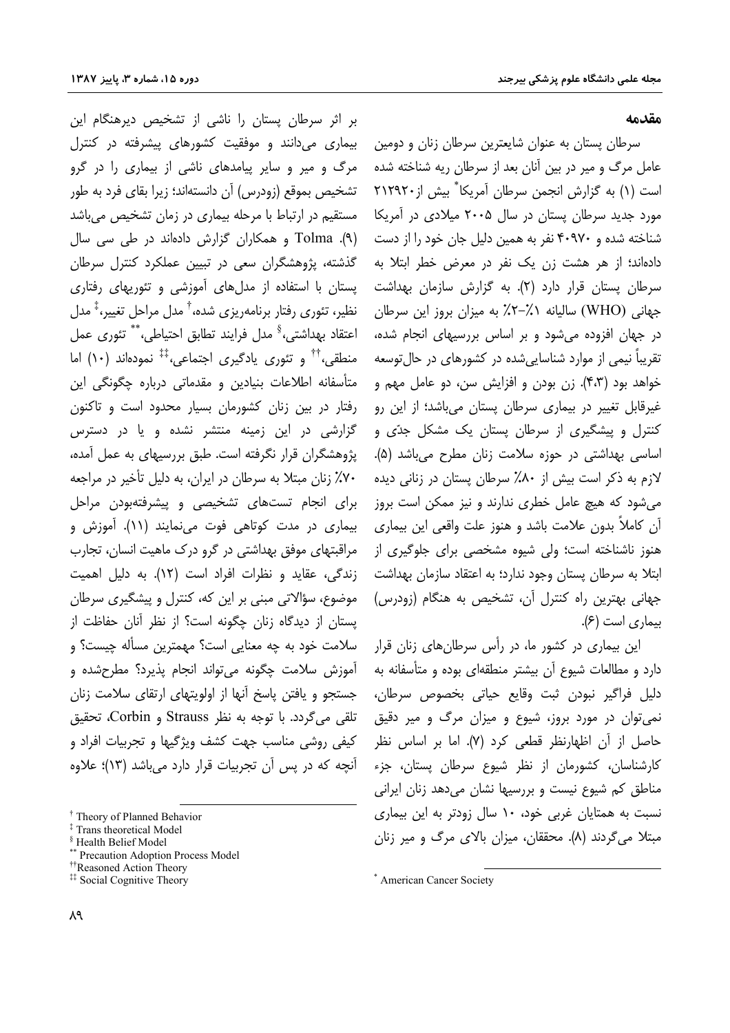## مقدمه

سرطان پستان به عنوان شایعترین سرطان زنان و دومین عامل مرگ و میر در بین آنان بعد از سرطان ریه شناخته شده است (۱) به گزارش انجمن سرطان آمریکا[*] بیش از ۲۱۲۹۲۰ مورد جدید سرطان پستان در سال ۲۰۰۵ میلادی در آمریکا شناخته شده و ۴۰۹۷۰ نفر به همین دلیل جان خود را از دست داده‌اند؛ از هر هشت زن یک نفر در معرض خطر ابتلا به سرطان پستان قرار دارد (۲). به گزارش سازمان بهداشت جهانی (WHO) سالیانه ۱٪-۲٪ به میزان بروز این سرطان در جهان افزوده می‌شود و بر اساس بررسیهای انجام شده، تقریباً نیمی از موارد شناسایی‌شده در کشورهای در حال‌توسعه خواهد بود (۴،۳). زن بودن و افزایش سن، دو عامل مهم و غیرقابل تغییر در بیماری سرطان پستان می‌باشد؛ از این رو کنترل و پیشگیری از سرطان پستان یک مشکل جدّی و اساسی بهداشتی در حوزه سلامت زنان مطرح می‌باشد (۵). لازم به ذکر است بیش از ۸۰٪ سرطان پستان در زنانی دیده می‌شود که هیچ عامل خطری ندارند و نیز ممکن است بروز آن کاملاً بدون علامت باشد و هنوز علت واقعی این بیماری هنوز ناشناخته است؛ ولی شیوه مشخصی برای جلوگیری از ابتلا به سرطان پستان وجود ندارد؛ به اعتقاد سازمان بهداشت جهانی بهترین راه کنترل آن، تشخیص به هنگام (زودرس) بیماری است (۶).

این بیماری در کشور ما، در رأس سرطان‌های زنان قرار دارد و مطالعات شیوع آن بیشتر منطقه‌ای بوده و متأسفانه به دلیل فراگیر نبودن ثبت وقایع حیاتی بخصوص سرطان، نمی‌توان در مورد بروز، شیوع و میزان مرگ و میر دقیق حاصل از آن اظهارنظر قطعی کرد (۷). اما بر اساس نظر کارشناسان، کشورمان از نظر شیوع سرطان پستان، جزء مناطق کم شیوع نیست و بررسیها نشان می‌دهد زنان ایرانی نسبت به همتایان غربی خود، ۱۰ سال زودتر به این بیماری مبتلا می‌گردند (۸). محققان، میزان بالای مرگ و میر زنان بر اثر سرطان پستان را ناشی از تشخیص دیرهنگام این بیماری می‌دانند و موفقیت کشورهای پیشرفته در کنترل مرگ و میر و سایر پیامدهای ناشی از بیماری را در گرو تشخیص بموقع (زودرس) آن دانسته‌اند؛ زیرا بقای فرد به طور مستقیم در ارتباط با مرحله بیماری در زمان تشخیص می‌باشد (۹). Tolma و همکاران گزارش داده‌اند در طی سی سال گذشته، پژوهشگران سعی در تبیین عملکرد کنترل سرطان پستان با استفاده از مدل‌های آموزشی و تئوریهای رفتاری نظیر، تئوری رفتار برنامه‌ریزی شده،[†] مدل مراحل تغییر،[‡] مدل اعتقاد بهداشتی،[§] مدل فرایند تطابق احتیاطی،[**] تئوری عمل منطقی،[††] و تئوری یادگیری اجتماعی،[‡‡] نموده‌اند (۱۰) اما متأسفانه اطلاعات بنیادین و مقدماتی درباره چگونگی این رفتار در بین زنان کشورمان بسیار محدود است و تاکنون گزارشی در این زمینه منتشر نشده و یا در دسترس پژوهشگران قرار نگرفته است. طبق بررسیهای به عمل آمده، ۷۰٪ زنان مبتلا به سرطان در ایران، به دلیل تأخیر در مراجعه برای انجام تست‌های تشخیصی و پیشرفته‌بودن مراحل بیماری در مدت کوتاهی فوت می‌نمایند (۱۱). آموزش و مراقبتهای موفق بهداشتی در گرو درک ماهیت انسان، تجارب زندگی، عقاید و نظرات افراد است (۱۲). به دلیل اهمیت موضوع، سؤالاتی مبنی بر این که، کنترل و پیشگیری سرطان پستان از دیدگاه زنان چگونه است؟ از نظر آنان حفاظت از سلامت خود به چه معنایی است؟ مهمترین مسأله چیست؟ و آموزش سلامت چگونه می‌تواند انجام پذیرد؟ مطرح‌شده و جستجو و یافتن پاسخ آنها از اولویتهای ارتقای سلامت زنان تلقی می‌گردد. با توجه به نظر Strauss و Corbin، تحقیق کیفی روشی مناسب جهت کشف ویژگیها و تجربیات افراد و آنچه که در پس آن تجربیات قرار دارد می‌باشد (۱۳)؛ علاوه

---

[*] American Cancer Society

[†] Theory of Planned Behavior
[‡] Trans theoretical Model
[§] Health Belief Model
[**] Precaution Adoption Process Model
[††] Reasoned Action Theory
[‡‡] Social Cognitive Theory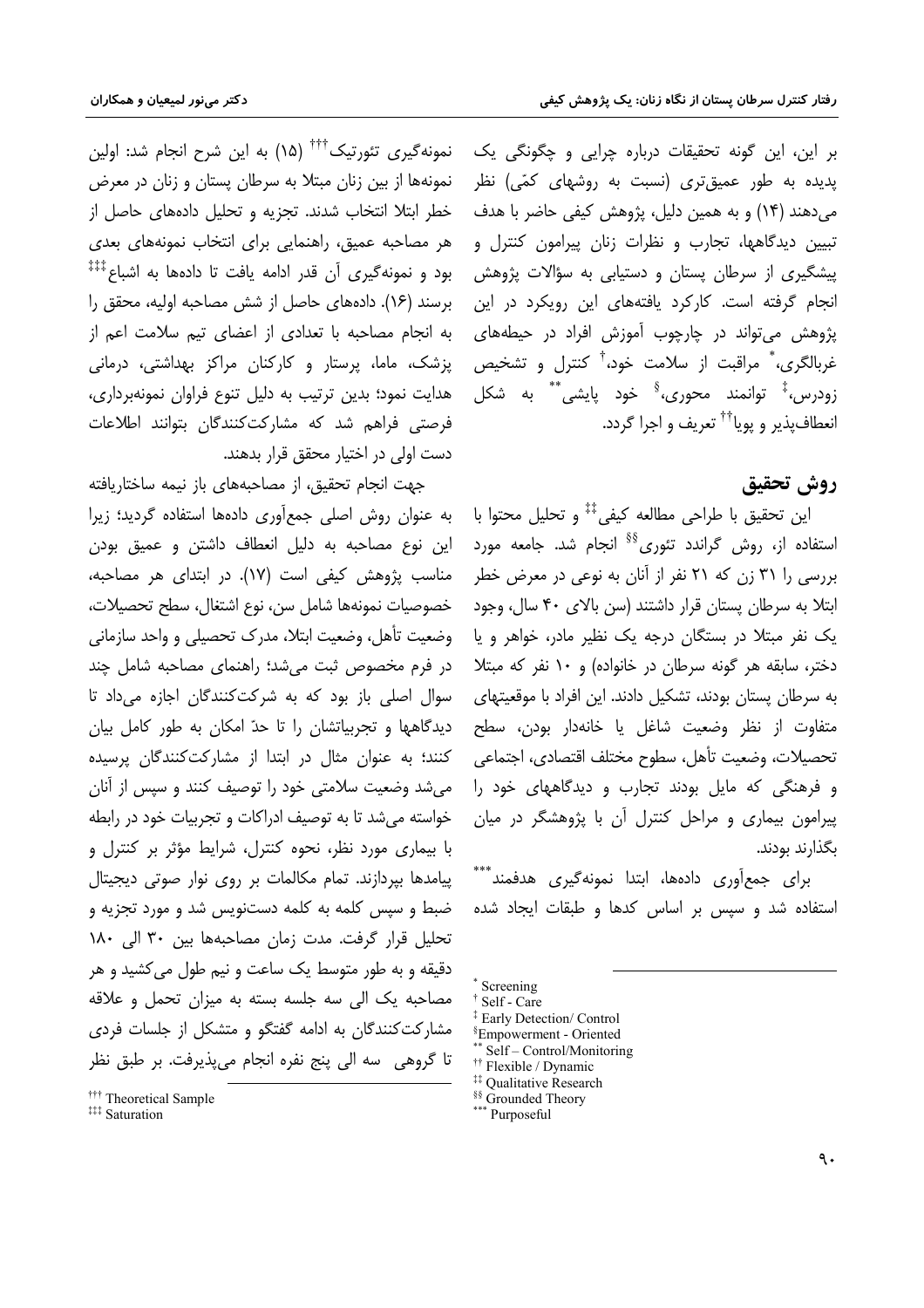بر این، این گونه تحقیقات درباره چرایی و چگونگی یک پدیده به طور عمیق‌تری (نسبت به روشهای کمّی) نظر می‌دهند (۱۴) و به همین دلیل، پژوهش کیفی حاضر با هدف تبیین دیدگاهها، تجارب و نظرات زنان پیرامون کنترل و پیشگیری از سرطان پستان و دستیابی به سؤالات پژوهش انجام گرفته است. کارکرد یافته‌های این رویکرد در این پژوهش می‌تواند در چارچوب آموزش افراد در حیطه‌های غربالگری،[*] مراقبت از سلامت خود،[†] کنترل و تشخیص زودرس،[‡] توانمند محوری،[§] خود پایشی[**] به شکل انعطاف‌پذیر و پویا[††] تعریف و اجرا گردد.

## روش تحقیق

این تحقیق با طراحی مطالعه کیفی[‡‡] و تحلیل محتوا با استفاده از، روش گراندد تئوری[§§] انجام شد. جامعه مورد بررسی را ۳۱ زن که ۲۱ نفر از آنان به نوعی در معرض خطر ابتلا به سرطان پستان قرار داشتند (سن بالای ۴۰ سال، وجود یک نفر مبتلا در بستگان درجه یک نظیر مادر، خواهر و یا دختر، سابقه هر گونه سرطان در خانواده) و ۱۰ نفر که مبتلا به سرطان پستان بودند، تشکیل دادند. این افراد با موقعیتهای متفاوت از نظر وضعیت شاغل یا خانه‌دار بودن، سطح تحصیلات، وضعیت تأهل، سطوح مختلف اقتصادی، اجتماعی و فرهنگی که مایل بودند تجارب و دیدگاههای خود را پیرامون بیماری و مراحل کنترل آن با پژوهشگر در میان بگذارند بودند.

برای جمع‌آوری داده‌ها، ابتدا نمونه‌گیری هدفمند[***] استفاده شد و سپس بر اساس کدها و طبقات ایجاد شده نمونه‌گیری تئورتیک[†††] (۱۵) به این شرح انجام شد: اولین نمونه‌ها از بین زنان مبتلا به سرطان پستان و زنان در معرض خطر ابتلا انتخاب شدند. تجزیه و تحلیل داده‌های حاصل از هر مصاحبه عمیق، راهنمایی برای انتخاب نمونه‌های بعدی بود و نمونه‌گیری آن قدر ادامه یافت تا داده‌ها به اشباع[‡‡‡] برسند (۱۶). داده‌های حاصل از شش مصاحبه اولیه، محقق را به انجام مصاحبه با تعدادی از اعضای تیم سلامت اعم از پزشک، ماما، پرستار و کارکنان مراکز بهداشتی، درمانی هدایت نمود؛ بدین ترتیب به دلیل تنوع فراوان نمونه‌برداری، فرصتی فراهم شد که مشارکت‌کنندگان بتوانند اطلاعات دست اولی در اختیار محقق قرار بدهند.

جهت انجام تحقیق، از مصاحبه‌های باز نیمه ساختاریافته به عنوان روش اصلی جمع‌آوری داده‌ها استفاده گردید؛ زیرا این نوع مصاحبه به دلیل انعطاف داشتن و عمیق بودن مناسب پژوهش کیفی است (۱۷). در ابتدای هر مصاحبه، خصوصیات نمونه‌ها شامل سن، نوع اشتغال، سطح تحصیلات، وضعیت تأهل، وضعیت ابتلا، مدرک تحصیلی و واحد سازمانی در فرم مخصوص ثبت می‌شد؛ راهنمای مصاحبه شامل چند سوال اصلی باز بود که به شرکت‌کنندگان اجازه می‌داد تا دیدگاهها و تجربیاتشان را تا حدّ امکان به طور کامل بیان کنند؛ به عنوان مثال در ابتدا از مشارکت‌کنندگان پرسیده می‌شد وضعیت سلامتی خود را توصیف کنند و سپس از آنان خواسته می‌شد تا به توصیف ادراکات و تجربیات خود در رابطه با بیماری مورد نظر، نحوه کنترل، شرایط مؤثر بر کنترل و پیامدها بپردازند. تمام مکالمات بر روی نوار صوتی دیجیتال ضبط و سپس کلمه به کلمه دست‌نویس شد و مورد تجزیه و تحلیل قرار گرفت. مدت زمان مصاحبه‌ها بین ۳۰ الی ۱۸۰ دقیقه و به طور متوسط یک ساعت و نیم طول می‌کشید و هر مصاحبه یک الی سه جلسه بسته به میزان تحمل و علاقه مشارکت‌کنندگان به ادامه گفتگو و متشکل از جلسات فردی تا گروهی سه الی پنج نفره انجام می‌پذیرفت. بر طبق نظر

---

[*] Screening
[†] Self - Care
[‡] Early Detection/ Control
[§] Empowerment - Oriented
[**] Self – Control/Monitoring
[††] Flexible / Dynamic
[‡‡] Qualitative Research
[§§] Grounded Theory
[***] Purposeful
[†††] Theoretical Sample
[‡‡‡] Saturation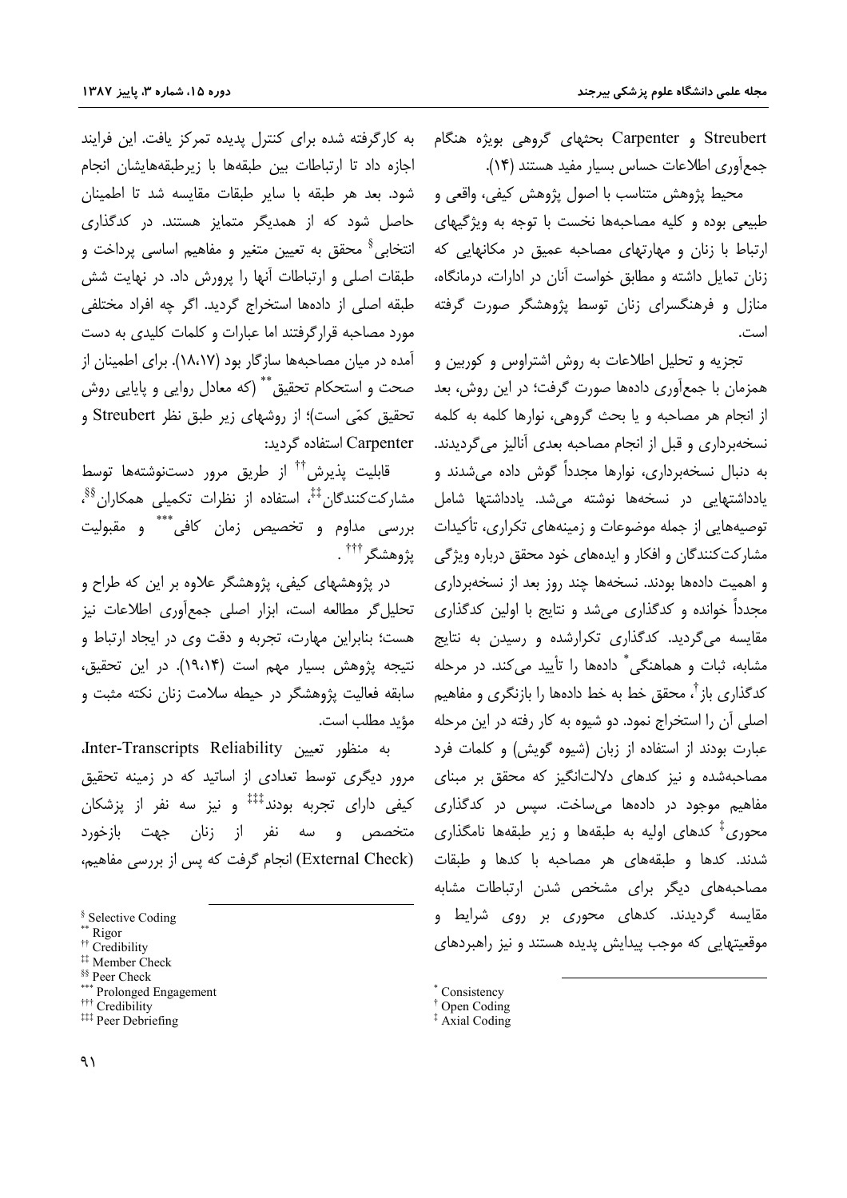Streubert و Carpenter بحثهای گروهی بویژه هنگام جمع‌آوری اطلاعات حساس بسیار مفید هستند (۱۴).

محیط پژوهش متناسب با اصول پژوهش کیفی، واقعی و طبیعی بوده و کلیه مصاحبه‌ها نخست با توجه به ویژگیهای ارتباط با زنان و مهارتهای مصاحبه عمیق در مکانهایی که زنان تمایل داشته و مطابق خواست آنان در ادارات، درمانگاه، منازل و فرهنگسرای زنان توسط پژوهشگر صورت گرفته است.

تجزیه و تحلیل اطلاعات به روش اشتراوس و کوربین و همزمان با جمع‌آوری داده‌ها صورت گرفت؛ در این روش، بعد از انجام هر مصاحبه و یا بحث گروهی، نوارها کلمه به کلمه نسخه‌برداری و قبل از انجام مصاحبه بعدی آنالیز می‌گردیدند. به دنبال نسخه‌برداری، نوارها مجدداً گوش داده می‌شدند و یادداشتهایی در نسخه‌ها نوشته می‌شد. یادداشتها شامل توصیه‌هایی از جمله موضوعات و زمینه‌های تکراری، تأکیدات مشارکت‌کنندگان و افکار و ایده‌های خود محقق درباره ویژگی و اهمیت داده‌ها بودند. نسخه‌ها چند روز بعد از نسخه‌برداری مجدداً خوانده و کدگذاری می‌شد و نتایج با اولین کدگذاری مقایسه می‌گردید. کدگذاری تکرارشده و رسیدن به نتایج مشابه، ثبات و هماهنگی* داده‌ها را تأیید می‌کند. در مرحله کدگذاری باز†، محقق خط به خط داده‌ها را بازنگری و مفاهیم اصلی آن را استخراج نمود. دو شیوه به کار رفته در این مرحله عبارت بودند از استفاده از زبان (شیوه گویش) و کلمات فرد مصاحبه‌شده و نیز کدهای دلالت‌انگیز که محقق بر مبنای مفاهیم موجود در داده‌ها می‌ساخت. سپس در کدگذاری محوری‡ کدهای اولیه به طبقه‌ها و زیر طبقه‌ها نامگذاری شدند. کدها و طبقه‌های هر مصاحبه با کدها و طبقات مصاحبه‌های دیگر برای مشخص شدن ارتباطات مشابه مقایسه گردیدند. کدهای محوری بر روی شرایط و موقعیتهایی که موجب پیدایش پدیده هستند و نیز راهبردهای به کارگرفته شده برای کنترل پدیده تمرکز یافت. این فرایند اجازه داد تا ارتباطات بین طبقه‌ها با زیرطبقه‌هایشان انجام شود. بعد هر طبقه با سایر طبقات مقایسه شد تا اطمینان حاصل شود که از همدیگر متمایز هستند. در کدگذاری انتخابی§ محقق به تعیین متغیر و مفاهیم اساسی پرداخت و طبقات اصلی و ارتباطات آنها را پرورش داد. در نهایت شش طبقه اصلی از داده‌ها استخراج گردید. اگر چه افراد مختلفی مورد مصاحبه قرارگرفتند اما عبارات و کلمات کلیدی به دست آمده در میان مصاحبه‌ها سازگار بود (۱۸،۱۷). برای اطمینان از صحت و استحکام تحقیق** (که معادل روایی و پایایی روش تحقیق کمّی است)؛ از روشهای زیر طبق نظر Streubert و Carpenter استفاده گردید:

قابلیت پذیرش†† از طریق مرور دست‌نوشته‌ها توسط مشارکت‌کنندگان‡‡، استفاده از نظرات تکمیلی همکاران§§، بررسی مداوم و تخصیص زمان کافی*** و مقبولیت پژوهشگر†††.

در پژوهشهای کیفی، پژوهشگر علاوه بر این که طراح و تحلیل‌گر مطالعه است، ابزار اصلی جمع‌آوری اطلاعات نیز هست؛ بنابراین مهارت، تجربه و دقت وی در ایجاد ارتباط و نتیجه پژوهش بسیار مهم است (۱۹،۱۴). در این تحقیق، سابقه فعالیت پژوهشگر در حیطه سلامت زنان نکته مثبت و مؤید مطلب است.

به منظور تعیین Inter-Transcripts Reliability، مرور دیگری توسط تعدادی از اساتید که در زمینه تحقیق کیفی دارای تجربه بودند‡‡‡ و نیز سه نفر از پزشکان متخصص و سه نفر از زنان جهت بازخورد (External Check) انجام گرفت که پس از بررسی مفاهیم،

---

* Consistency
† Open Coding
‡ Axial Coding
§ Selective Coding
** Rigor
†† Credibility
‡‡ Member Check
§§ Peer Check
*** Prolonged Engagement
††† Credibility
‡‡‡ Peer Debriefing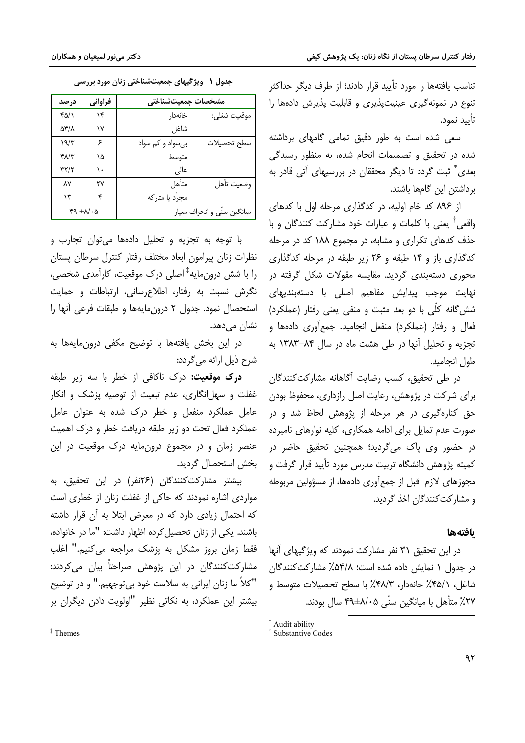تناسب یافته‌ها را مورد تأیید قرار دادند؛ از طرف دیگر حداکثر تنوع در نمونه‌گیری عینیت‌پذیری و قابلیت پذیرش داده‌ها را تأیید نمود.

سعی شده است به طور دقیق تمامی گامهای برداشته شده در تحقیق و تصمیمات انجام شده، به منظور رسیدگی بعدی* ثبت گردد تا دیگر محققان در بررسیهای آتی قادر به برداشتن این گامها باشند.

از ۸۹۶ کد خام اولیه، در کدگذاری مرحله اول با کدهای واقعی† یعنی با کلمات و عبارات خود مشارکت کنندگان و با حذف کدهای تکراری و مشابه، در مجموع ۱۸۸ کد در مرحله کدگذاری باز و ۱۴ طبقه و ۲۶ زیر طبقه در مرحله کدگذاری محوری دسته‌بندی گردید. مقایسه مقولات شکل گرفته در نهایت موجب پیدایش مفاهیم اصلی با دسته‌بندیهای شش‌گانه کلّی با دو بعد مثبت و منفی یعنی رفتار (عملکرد) فعال و رفتار (عملکرد) منفعل انجامید. جمع‌آوری داده‌ها و تجزیه و تحلیل آنها در طی هشت ماه در سال ۸۴-۱۳۸۳ به طول انجامید.

در طی تحقیق، کسب رضایت آگاهانه مشارکت‌کنندگان برای شرکت در پژوهش، رعایت اصل رازداری، محفوظ بودن حق کناره‌گیری در هر مرحله از پژوهش لحاظ شد و در صورت عدم تمایل برای ادامه همکاری، کلیه نوارهای نامبرده در حضور وی پاک می‌گردید؛ همچنین تحقیق حاضر در کمیته پژوهش دانشگاه تربیت مدرس مورد تأیید قرار گرفت و مجوزهای لازم قبل از جمع‌آوری داده‌ها، از مسؤولین مربوطه و مشارکت‌کنندگان اخذ گردید.

## یافته‌ها

در این تحقیق ۳۱ نفر مشارکت نمودند که ویژگیهای آنها در جدول ۱ نمایش داده شده است؛ ۵۴/۸٪ مشارکت‌کنندگان شاغل، ۴۵/۱٪ خانه‌دار، ۴۸/۳٪ با سطح تحصیلات متوسط و ۲۷٪ متأهل با میانگین سنّی ۸/۰۵±۴۹ سال بودند.

* Audit ability

† Substantive Codes

**جدول ۱- ویژگیهای جمعیت‌شناختی زنان مورد بررسی**

| مشخصات جمعیت‌شناختی | | فراوانی | درصد |
|---|---|---|---|
| موقعیت شغلی: | خانه‌دار | ۱۴ | ۴۵/۱ |
| | شاغل | ۱۷ | ۵۴/۸ |
| سطح تحصیلات | بی‌سواد و کم سواد | ۶ | ۱۹/۳ |
| | متوسط | ۱۵ | ۴۸/۳ |
| | عالی | ۱۰ | ۳۲/۲ |
| وضعیت تأهل | متأهل | ۲۷ | ۸۷ |
| | مجرّد یا متارکه | ۴ | ۱۳ |
| میانگین سنّی و انحراف معیار | | ۴۹ ±۸/۰۵ | |

با توجه به تجزیه و تحلیل داده‌ها می‌توان تجارب و نظرات زنان پیرامون ابعاد مختلف رفتار کنترل سرطان پستان را با شش درون‌مایه‡ اصلی درک موقعیت، کارآمدی شخصی، نگرش نسبت به رفتار، اطلاع‌رسانی، ارتباطات و حمایت استحصال نمود. جدول ۲ درون‌مایه‌ها و طبقات فرعی آنها را نشان می‌دهد.

در این بخش یافته‌ها با توضیح مکفی درون‌مایه‌ها به شرح ذیل ارائه می‌گردد:

**درک موقعیت:** درک ناکافی از خطر با سه زیر طبقه غفلت و سهل‌انگاری، عدم تبعیت از توصیه پزشک و انکار عامل عملکرد منفعل و خطر درک شده به عنوان عامل عملکرد فعال تحت دو زیر طبقه دریافت خطر و درک اهمیت عنصر زمان و در مجموع درون‌مایه درک موقعیت در این بخش استحصال گردید.

بیشتر مشارکت‌کنندگان (۲۶نفر) در این تحقیق، به مواردی اشاره نمودند که حاکی از غفلت زنان از خطری است که احتمال زیادی دارد که در معرض ابتلا به آن قرار داشته باشند. یکی از زنان تحصیل‌کرده اظهار داشت: "ما در خانواده، فقط زمان بروز مشکل به پزشک مراجعه می‌کنیم." اغلب مشارکت‌کنندگان در این پژوهش صراحتاً بیان می‌کردند: "کلاً ما زنان ایرانی به سلامت خود بی‌توجهیم." و در توضیح بیشتر این عملکرد، به نکاتی نظیر "اولویت دادن دیگران بر

‡ Themes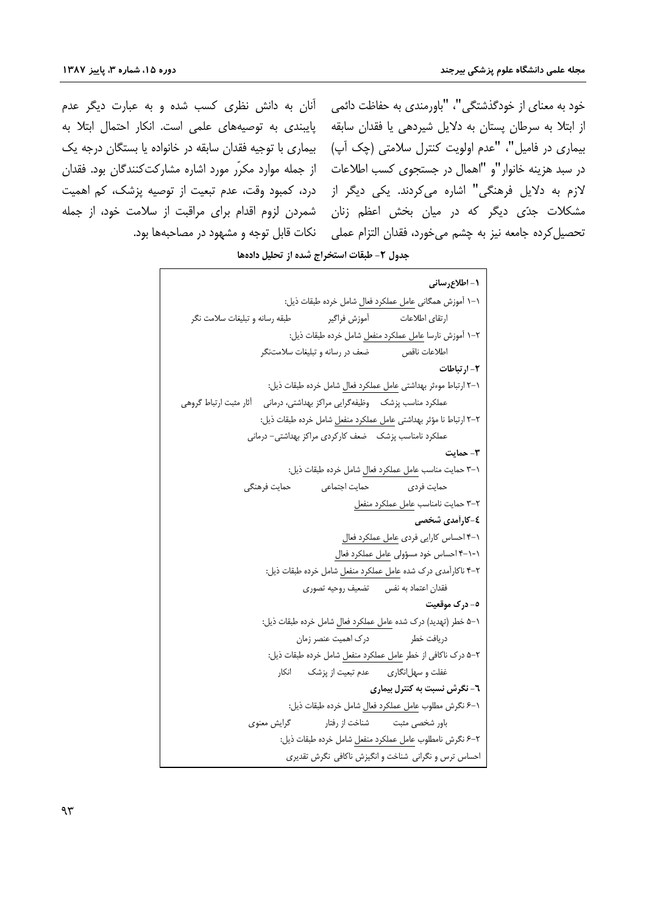خود به معنای از خودگذشتگی"، "باورمندی به حفاظت دائمی از ابتلا به سرطان پستان به دلایل شیردهی یا فقدان سابقه بیماری در فامیل"، "عدم اولویت کنترل سلامتی (چک آپ) در سبد هزینه خانوار"و "اهمال در جستجوی کسب اطلاعات لازم به دلایل فرهنگی" اشاره می‌کردند. یکی دیگر از مشکلات جدّی دیگر که در میان بخش اعظم زنان تحصیل‌کرده جامعه نیز به چشم می‌خورد، فقدان التزام عملی آنان به دانش نظری کسب شده و به عبارت دیگر عدم پایبندی به توصیه‌های علمی است. انکار احتمال ابتلا به بیماری با توجیه فقدان سابقه در خانواده یا بستگان درجه یک از جمله موارد مکرّر مورد اشاره مشارکت‌کنندگان بود. فقدان درد، کمبود وقت، عدم تبعیت از توصیه پزشک، کم اهمیت شمردن لزوم اقدام برای مراقبت از سلامت خود، از جمله نکات قابل توجه و مشهود در مصاحبه‌ها بود.

**جدول ۲- طبقات استخراج شده از تحلیل داده‌ها**

**۱- اطلاع‌رسانی**

۱-۱ آموزش همگانی عامل عملکرد فعال شامل خرده طبقات ذیل:

ارتقای اطلاعات — آموزش فراگیر — طبقه رسانه و تبلیغات سلامت نگر

۲-۱ آموزش نارسا عامل عملکرد منفعل شامل خرده طبقات ذیل:

اطلاعات ناقص — ضعف در رسانه و تبلیغات سلامت‌نگر

**۲- ارتباطات**

۱-۲ ارتباط موءثر بهداشتی عامل عملکرد فعال شامل خرده طبقات ذیل:

عملکرد مناسب پزشک — وظیفه‌گرایی مراکز بهداشتی، درمانی — آثار مثبت ارتباط گروهی

۲-۲ ارتباط نا مؤثر بهداشتی عامل عملکرد منفعل شامل خرده طبقات ذیل:

عملکرد نامناسب پزشک — ضعف کارکردی مراکز بهداشتی- درمانی

**۳- حمایت**

۱-۳ حمایت مناسب عامل عملکرد فعال شامل خرده طبقات ذیل:

حمایت فردی — حمایت اجتماعی — حمایت فرهنگی

۲-۳ حمایت نامناسب عامل عملکرد منفعل

**۴-کارآمدی شخصی**

۱-۴ احساس کارایی فردی عامل عملکرد فعال

۱-۱-۴ احساس خود مسؤولی عامل عملکرد فعال

۲-۴ ناکارآمدی درک شده عامل عملکرد منفعل شامل خرده طبقات ذیل:

فقدان اعتماد به نفس — تضعیف روحیه تصوری

**۵- درک موقعیت**

۱-۵ خطر (تهدید) درک شده عامل عملکرد فعال شامل خرده طبقات ذیل:

دریافت خطر — درک اهمیت عنصر زمان

۲-۵ درک ناکافی از خطر عامل عملکرد منفعل شامل خرده طبقات ذیل:

غفلت و سهل‌انگاری — عدم تبعیت از پزشک — انکار

**۶- نگرش نسبت به کنترل بیماری**

۱-۶ نگرش مطلوب عامل عملکرد فعال شامل خرده طبقات ذیل:

باور شخصی مثبت — شناخت از رفتار — گرایش معنوی

۲-۶ نگرش نامطلوب عامل عملکرد منفعل شامل خرده طبقات ذیل:

احساس ترس و نگرانی — شناخت و انگیزش ناکافی — نگرش تقدیری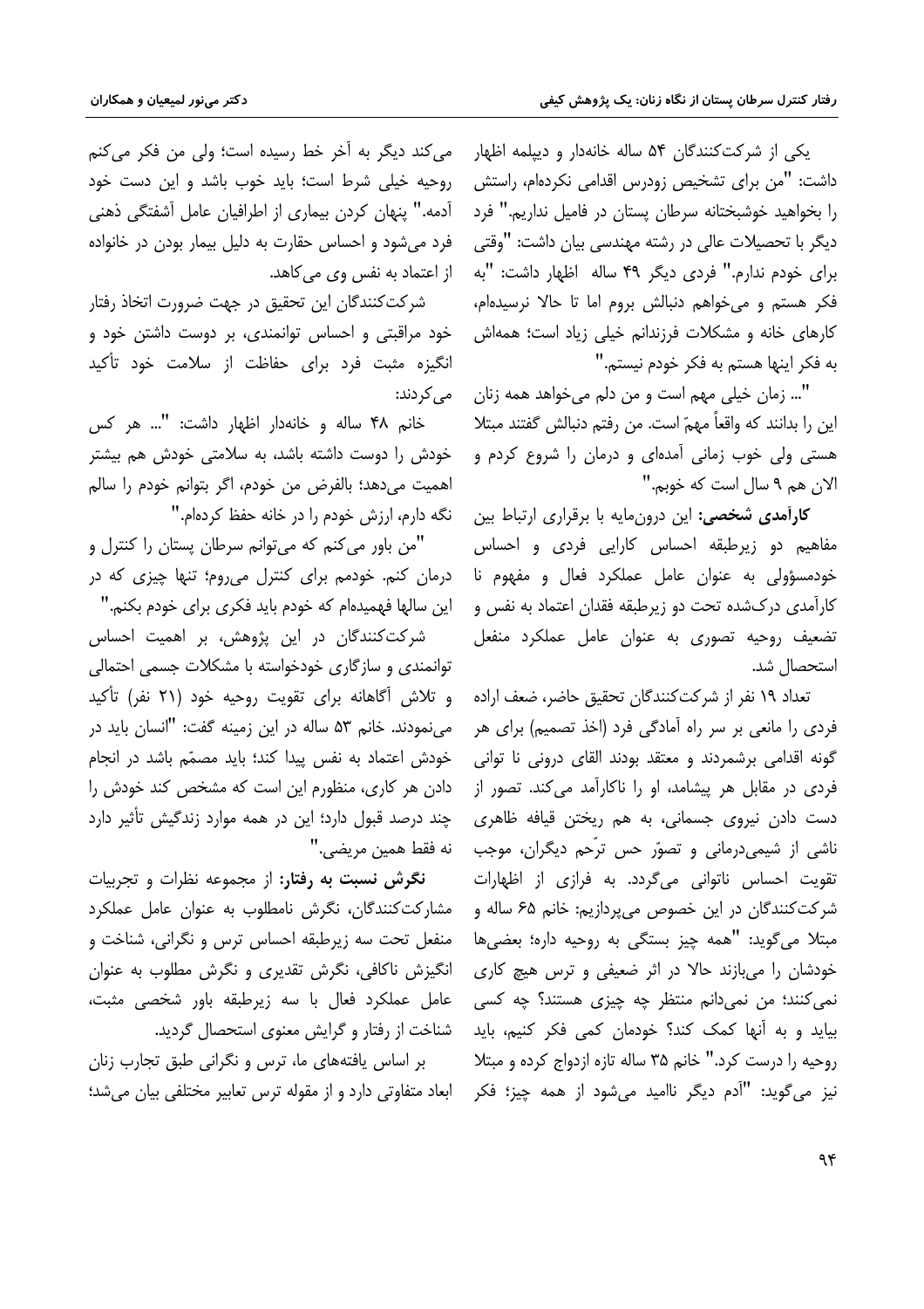یکی از شرکت‌کنندگان ۵۴ ساله خانه‌دار و دیپلمه اظهار داشت: "من برای تشخیص زودرس اقدامی نکرده‌ام، راستش را بخواهید خوشبختانه سرطان پستان در فامیل نداریم." فرد دیگر با تحصیلات عالی در رشته مهندسی بیان داشت: "وقتی برای خودم ندارم." فردی دیگر ۴۹ ساله اظهار داشت: "به فکر هستم و می‌خواهم دنبالش بروم اما تا حالا نرسیده‌ام، کارهای خانه و مشکلات فرزندانم خیلی زیاد است؛ همه‌اش به فکر اینها هستم به فکر خودم نیستم."

"... زمان خیلی مهم است و من دلم می‌خواهد همه زنان این را بدانند که واقعاً مهمّ است. من رفتم دنبالش گفتند مبتلا هستی ولی خوب زمانی آمده‌ای و درمان را شروع کردم و الان هم ۹ سال است که خوبم."

**کارآمدی شخصی:** این درون‌مایه با برقراری ارتباط بین مفاهیم دو زیرطبقه احساس کارایی فردی و احساس خودمسؤولی به عنوان عامل عملکرد فعال و مفهوم نا کارآمدی درک‌شده تحت دو زیرطبقه فقدان اعتماد به نفس و تضعیف روحیه تصوری به عنوان عامل عملکرد منفعل استحصال شد.

تعداد ۱۹ نفر از شرکت‌کنندگان تحقیق حاضر، ضعف اراده فردی را مانعی بر سر راه آمادگی فرد (اخذ تصمیم) برای هر گونه اقدامی برشمردند و معتقد بودند القای درونی نا توانی فردی در مقابل هر پیشامد، او را ناکارآمد می‌کند. تصور از دست دادن نیروی جسمانی، به هم ریختن قیافه ظاهری ناشی از شیمی‌درمانی و تصوّر حس ترّحم دیگران، موجب تقویت احساس ناتوانی می‌گردد. به فرازی از اظهارات شرکت‌کنندگان در این خصوص می‌پردازیم: خانم ۶۵ ساله و مبتلا می‌گوید: "همه چیز بستگی به روحیه داره؛ بعضی‌ها خودشان را می‌بازند حالا در اثر ضعیفی و ترس هیچ کاری نمی‌کنند؛ من نمی‌دانم منتظر چه چیزی هستند؟ چه کسی بیاید و به آنها کمک کند؟ خودمان کمی فکر کنیم، باید روحیه را درست کرد." خانم ۳۵ ساله تازه ازدواج کرده و مبتلا نیز می‌گوید: "آدم دیگر ناامید می‌شود از همه چیز؛ فکر می‌کند دیگر به آخر خط رسیده است؛ ولی من فکر می‌کنم روحیه خیلی شرط است؛ باید خوب باشد و این دست خود آدمه." پنهان کردن بیماری از اطرافیان عامل آشفتگی ذهنی فرد می‌شود و احساس حقارت به دلیل بیمار بودن در خانواده از اعتماد به نفس وی می‌کاهد.

شرکت‌کنندگان این تحقیق در جهت ضرورت اتخاذ رفتار خود مراقبتی و احساس توانمندی، بر دوست داشتن خود و انگیزه مثبت فرد برای حفاظت از سلامت خود تأکید می‌کردند:

خانم ۴۸ ساله و خانه‌دار اظهار داشت: "... هر کس خودش را دوست داشته باشد، به سلامتی خودش هم بیشتر اهمیت می‌دهد؛ بالفرض من خودم، اگر بتوانم خودم را سالم نگه دارم، ارزش خودم را در خانه حفظ کرده‌ام."

"من باور می‌کنم که می‌توانم سرطان پستان را کنترل و درمان کنم. خودمم برای کنترل می‌روم؛ تنها چیزی که در این سالها فهمیده‌ام که خودم باید فکری برای خودم بکنم."

شرکت‌کنندگان در این پژوهش، بر اهمیت احساس توانمندی و سازگاری خودخواسته با مشکلات جسمی احتمالی و تلاش آگاهانه برای تقویت روحیه خود (۲۱ نفر) تأکید می‌نمودند. خانم ۵۳ ساله در این زمینه گفت: "انسان باید در خودش اعتماد به نفس پیدا کند؛ باید مصمّم باشد در انجام دادن هر کاری، منظورم این است که مشخص کند خودش را چند درصد قبول دارد؛ این در همه موارد زندگیش تأثیر دارد نه فقط همین مریضی."

**نگرش نسبت به رفتار:** از مجموعه نظرات و تجربیات مشارکت‌کنندگان، نگرش نامطلوب به عنوان عامل عملکرد منفعل تحت سه زیرطبقه احساس ترس و نگرانی، شناخت و انگیزش ناکافی، نگرش تقدیری و نگرش مطلوب به عنوان عامل عملکرد فعال با سه زیرطبقه باور شخصی مثبت، شناخت از رفتار و گرایش معنوی استحصال گردید.

بر اساس یافته‌های ما، ترس و نگرانی طبق تجارب زنان ابعاد متفاوتی دارد و از مقوله ترس تعابیر مختلفی بیان می‌شد؛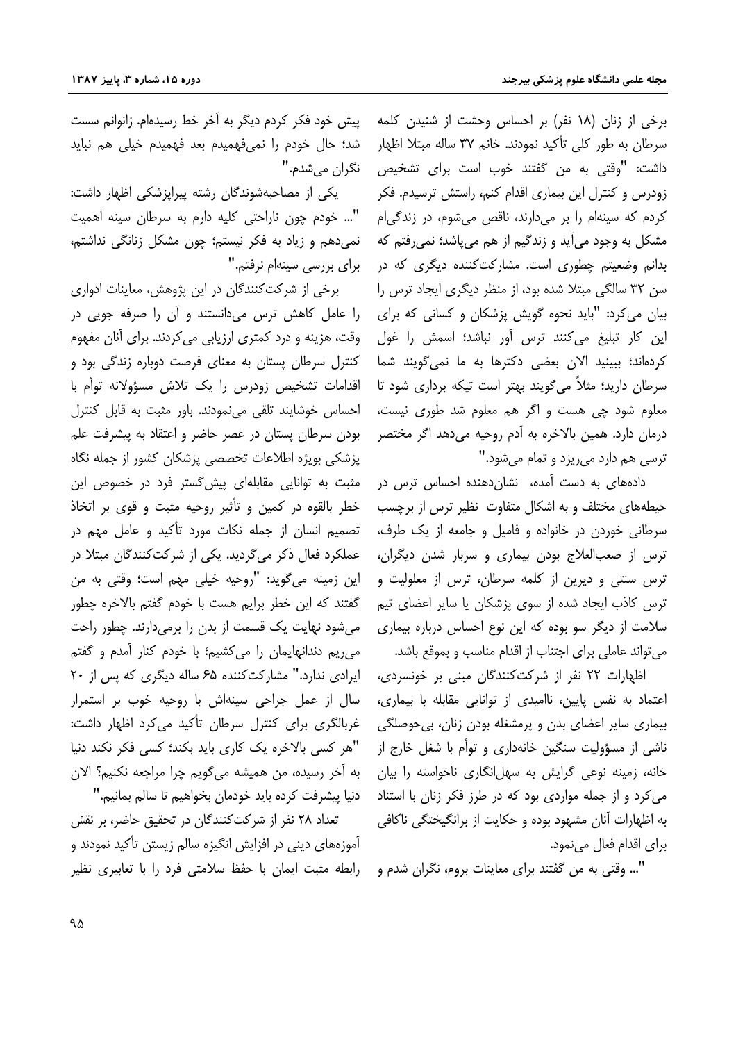برخی از زنان (۱۸ نفر) بر احساس وحشت از شنیدن کلمه سرطان به طور کلی تأکید نمودند. خانم ۳۷ ساله مبتلا اظهار داشت: "وقتی به من گفتند خوب است برای تشخیص زودرس و کنترل این بیماری اقدام کنم، راستش ترسیدم. فکر کردم که سینه‌ام را بر می‌دارند، ناقص می‌شوم، در زندگی‌ام مشکل به وجود می‌آید و زندگیم از هم می‌پاشد؛ نمی‌رفتم که بدانم وضعیتم چطوری است. مشارکت‌کننده دیگری که در سن ۳۲ سالگی مبتلا شده بود، از منظر دیگری ایجاد ترس را بیان می‌کرد: "باید نحوه گویش پزشکان و کسانی که برای این کار تبلیغ می‌کنند ترس آور نباشد؛ اسمش را غول کرده‌اند؛ ببینید الان بعضی دکترها به ما نمی‌گویند شما سرطان دارید؛ مثلاً می‌گویند بهتر است تیکه برداری شود تا معلوم شود چی هست و اگر هم معلوم شد طوری نیست، درمان دارد. همین بالاخره به آدم روحیه می‌دهد اگر مختصر ترسی هم دارد می‌ریزد و تمام می‌شود."

داده‌های به دست آمده، نشان‌دهنده احساس ترس در حیطه‌های مختلف و به اشکال متفاوت نظیر ترس از برچسب سرطانی خوردن در خانواده و فامیل و جامعه از یک طرف، ترس از صعب‌العلاج بودن بیماری و سربار شدن دیگران، ترس سنتی و دیرین از کلمه سرطان، ترس از معلولیت و ترس کاذب ایجاد شده از سوی پزشکان یا سایر اعضای تیم سلامت از دیگر سو بوده که این نوع احساس درباره بیماری می‌تواند عاملی برای اجتناب از اقدام مناسب و بموقع باشد.

اظهارات ۲۲ نفر از شرکت‌کنندگان مبنی بر خونسردی، اعتماد به نفس پایین، ناامیدی از توانایی مقابله با بیماری، بیماری سایر اعضای بدن و پرمشغله بودن زنان، بی‌حوصلگی ناشی از مسؤولیت سنگین خانه‌داری و توأم با شغل خارج از خانه، زمینه نوعی گرایش به سهل‌انگاری ناخواسته را بیان می‌کرد و از جمله مواردی بود که در طرز فکر زنان با استناد به اظهارات آنان مشهود بوده و حکایت از برانگیختگی ناکافی برای اقدام فعال می‌نمود.

"... وقتی به من گفتند برای معاینات بروم، نگران شدم و پیش خود فکر کردم دیگر به آخر خط رسیده‌ام. زانوانم سست شد؛ حال خودم را نمی‌فهمیدم بعد فهمیدم خیلی هم نباید نگران می‌شدم."

یکی از مصاحبه‌شوندگان رشته پیراپزشکی اظهار داشت: "... خودم چون ناراحتی کلیه دارم به سرطان سینه اهمیت نمی‌دهم و زیاد به فکر نیستم؛ چون مشکل زنانگی نداشتم، برای بررسی سینه‌ام نرفتم."

برخی از شرکت‌کنندگان در این پژوهش، معاینات ادواری را عامل کاهش ترس می‌دانستند و آن را صرفه جویی در وقت، هزینه و درد کمتری ارزیابی می‌کردند. برای آنان مفهوم کنترل سرطان پستان به معنای فرصت دوباره زندگی بود و اقدامات تشخیص زودرس را یک تلاش مسؤولانه توأم با احساس خوشایند تلقی می‌نمودند. باور مثبت به قابل کنترل بودن سرطان پستان در عصر حاضر و اعتقاد به پیشرفت علم پزشکی بویژه اطلاعات تخصصی پزشکان کشور از جمله نگاه مثبت به توانایی مقابله‌ای پیش‌گستر فرد در خصوص این خطر بالقوه در کمین و تأثیر روحیه مثبت و قوی بر اتخاذ تصمیم انسان از جمله نکات مورد تأکید و عامل مهم در عملکرد فعال ذکر می‌گردید. یکی از شرکت‌کنندگان مبتلا در این زمینه می‌گوید: "روحیه خیلی مهم است؛ وقتی به من گفتند که این خطر برایم هست با خودم گفتم بالاخره چطور می‌شود نهایت یک قسمت از بدن را برمی‌دارند. چطور راحت می‌ریم دندانهایمان را می‌کشیم؛ با خودم کنار آمدم و گفتم ایرادی ندارد." مشارکت‌کننده ۶۵ ساله دیگری که پس از ۲۰ سال از عمل جراحی سینه‌اش با روحیه خوب بر استمرار غربالگری برای کنترل سرطان تأکید می‌کرد اظهار داشت: "هر کسی بالاخره یک کاری باید بکند؛ کسی فکر نکند دنیا به آخر رسیده، من همیشه می‌گویم چرا مراجعه نکنیم؟ الان دنیا پیشرفت کرده باید خودمان بخواهیم تا سالم بمانیم."

تعداد ۲۸ نفر از شرکت‌کنندگان در تحقیق حاضر، بر نقش آموزه‌های دینی در افزایش انگیزه سالم زیستن تأکید نمودند و رابطه مثبت ایمان با حفظ سلامتی فرد را با تعابیری نظیر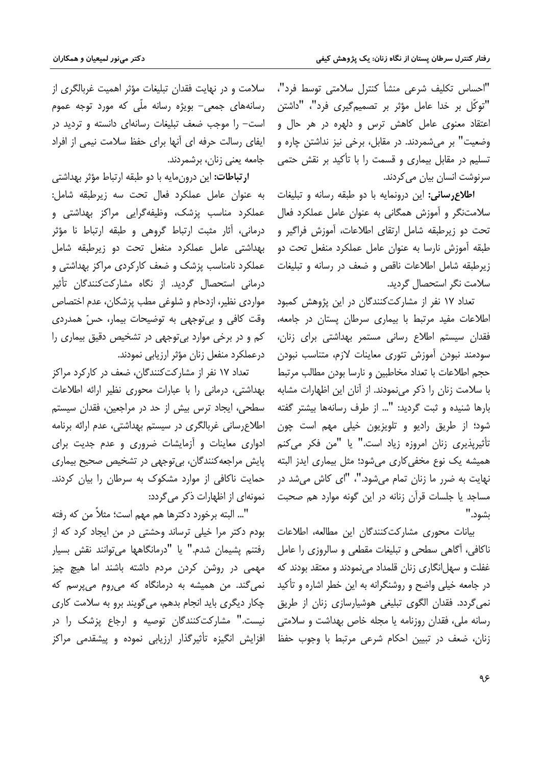"احساس تکلیف شرعی منشأ کنترل سلامتی توسط فرد"، "توکّل بر خدا عامل مؤثر بر تصمیم‌گیری فرد"، "داشتن اعتقاد معنوی عامل کاهش ترس و دلهره در هر حال و وضعیت" بر می‌شمردند. در مقابل، برخی نیز نداشتن چاره و تسلیم در مقابل بیماری و قسمت را با تأکید بر نقش حتمی سرنوشت انسان بیان می‌کردند.

**اطلاع‌رسانی:** این درونمایه با دو طبقه رسانه و تبلیغات سلامت‌نگر و آموزش همگانی به عنوان عامل عملکرد فعال تحت دو زیرطبقه شامل ارتقای اطلاعات، آموزش فراگیر و طبقه آموزش نارسا به عنوان عامل عملکرد منفعل تحت دو زیرطبقه شامل اطلاعات ناقص و ضعف در رسانه و تبلیغات سلامت نگر استحصال گردید.

تعداد ۱۷ نفر از مشارکت‌کنندگان در این پژوهش کمبود اطلاعات مفید مرتبط با بیماری سرطان پستان در جامعه، فقدان سیستم اطلاع رسانی مستمر بهداشتی برای زنان، سودمند نبودن آموزش تئوری معاینات لازم، متناسب نبودن حجم اطلاعات با تعداد مخاطبین و نارسا بودن مطالب مرتبط با سلامت زنان را ذکر می‌نمودند. از آنان این اظهارات مشابه بارها شنیده و ثبت گردید: "... از طرف رسانه‌ها بیشتر گفته شود؛ از طریق رادیو و تلویزیون خیلی مهم است چون تأثیرپذیری زنان امروزه زیاد است." یا "من فکر می‌کنم همیشه یک نوع مخفی‌کاری می‌شود؛ مثل بیماری ایدز البته نهایت به ضرر ما زنان تمام می‌شود."، "ای کاش می‌شد در مساجد یا جلسات قرآن زنانه در این گونه موارد هم صحبت بشود."

بیانات محوری مشارکت‌کنندگان این مطالعه، اطلاعات ناکافی، آگاهی سطحی و تبلیغات مقطعی و سالروزی را عامل غفلت و سهل‌انگاری زنان قلمداد می‌نمودند و معتقد بودند که در جامعه خیلی واضح و روشنگرانه به این خطر اشاره و تأکید نمی‌گردد. فقدان الگوی تبلیغی هوشیارسازی زنان از طریق رسانه ملی، فقدان روزنامه یا مجله خاص بهداشت و سلامتی زنان، ضعف در تبیین احکام شرعی مرتبط با وجوب حفظ سلامت و در نهایت فقدان تبلیغات مؤثر اهمیت غربالگری از رسانه‌های جمعی- بویژه رسانه ملّی که مورد توجه عموم است- را موجب ضعف تبلیغات رسانه‌ای دانسته و تردید در ایفای رسالت حرفه ای آنها برای حفظ سلامت نیمی از افراد جامعه یعنی زنان، برشمردند.

**ارتباطات:** این درون‌مایه با دو طبقه ارتباط مؤثر بهداشتی به عنوان عامل عملکرد فعال تحت سه زیرطبقه شامل: عملکرد مناسب پزشک، وظیفه‌گرایی مراکز بهداشتی و درمانی، آثار مثبت ارتباط گروهی و طبقه ارتباط نا مؤثر بهداشتی عامل عملکرد منفعل تحت دو زیرطبقه شامل عملکرد نامناسب پزشک و ضعف کارکردی مراکز بهداشتی و درمانی استحصال گردید. از نگاه مشارکت‌کنندگان تأثیر مواردی نظیر، ازدحام و شلوغی مطب پزشکان، عدم اختصاص وقت کافی و بی‌توجهی به توضیحات بیمار، حسّ همدردی کم و در برخی موارد بی‌توجهی در تشخیص دقیق بیماری را درعملکرد منفعل زنان مؤثر ارزیابی نمودند.

تعداد ۱۷ نفر از مشارکت‌کنندگان، ضعف در کارکرد مراکز بهداشتی، درمانی را با عبارات محوری نظیر ارائه اطلاعات سطحی، ایجاد ترس بیش از حد در مراجعین، فقدان سیستم اطلاع‌رسانی غربالگری در سیستم بهداشتی، عدم ارائه برنامه ادواری معاینات و آزمایشات ضروری و عدم جدیت برای پایش مراجعه‌کنندگان، بی‌توجهی در تشخیص صحیح بیماری حمایت ناکافی از موارد مشکوک به سرطان را بیان کردند. نمونه‌ای از اظهارات ذکر می‌گردد:

"... البته برخورد دکترها هم مهم است؛ مثلاً من که رفته بودم دکتر مرا خیلی ترساند وحشتی در من ایجاد کرد که از رفتنم پشیمان شدم." یا "درمانگاهها می‌توانند نقش بسیار مهمی در روشن کردن مردم داشته باشند اما هیچ چیز نمی‌گند. من همیشه به درمانگاه که می‌روم می‌پرسم که چکار دیگری باید انجام بدهم، می‌گویند برو به سلامت کاری نیست." مشارکت‌کنندگان توصیه و ارجاع پزشک را در افزایش انگیزه تأثیرگذار ارزیابی نموده و پیشقدمی مراکز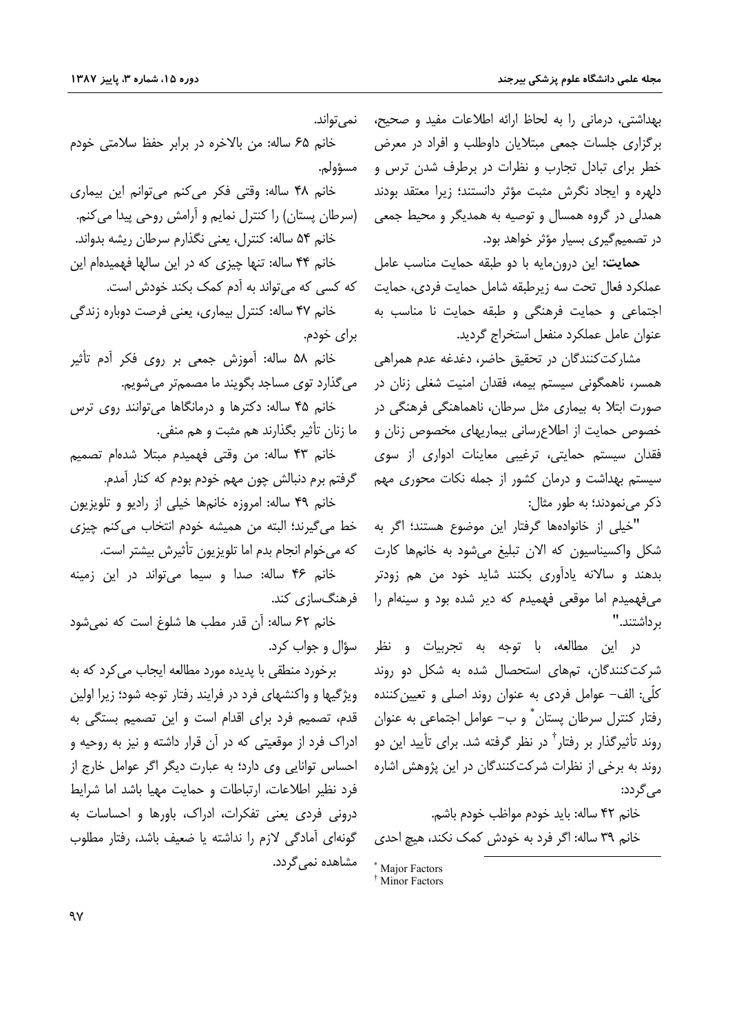بهداشتی، درمانی را به لحاظ ارائه اطلاعات مفید و صحیح، برگزاری جلسات جمعی مبتلایان داوطلب و افراد در معرض خطر برای تبادل تجارب و نظرات در برطرف شدن ترس و دلهره و ایجاد نگرش مثبت مؤثر دانستند؛ زیرا معتقد بودند همدلی در گروه همسال و توصیه به همدیگر و محیط جمعی در تصمیم‌گیری بسیار مؤثر خواهد بود.

**حمایت:** این درون‌مایه با دو طبقه حمایت مناسب عامل عملکرد فعال تحت سه زیرطبقه شامل حمایت فردی، حمایت اجتماعی و حمایت فرهنگی و طبقه حمایت نا مناسب به عنوان عامل عملکرد منفعل استخراج گردید.

مشارکت‌کنندگان در تحقیق حاضر، دغدغه عدم همراهی همسر، ناهمگونی سیستم بیمه، فقدان امنیت شغلی زنان در صورت ابتلا به بیماری مثل سرطان، ناهماهنگی فرهنگی در خصوص حمایت از اطلاع‌رسانی بیماریهای مخصوص زنان و فقدان سیستم حمایتی، ترغیبی معاینات ادواری از سوی سیستم بهداشت و درمان کشور از جمله نکات محوری مهم ذکر می‌نمودند؛ به طور مثال:

"خیلی از خانواده‌ها گرفتار این موضوع هستند؛ اگر به شکل واکسیناسیون که الان تبلیغ می‌شود به خانم‌ها کارت بدهند و سالانه یادآوری بکنند شاید خود من هم زودتر می‌فهمیدم اما موقعی فهمیدم که دیر شده بود و سینه‌ام را برداشتند."

در این مطالعه، با توجه به تجربیات و نظر شرکت‌کنندگان، تم‌های استحصال شده به شکل دو روند کلّی: الف- عوامل فردی به عنوان روند اصلی و تعیین‌کننده رفتار کنترل سرطان پستان* و ب- عوامل اجتماعی به عنوان روند تأثیرگذار بر رفتار† در نظر گرفته شد. برای تأیید این دو روند به برخی از نظرات شرکت‌کنندگان در این پژوهش اشاره می‌گردد:

خانم ۴۲ ساله: باید خودم مواظب خودم باشم.

خانم ۳۹ ساله: اگر فرد به خودش کمک نکند، هیچ احدی نمی‌تواند.

خانم ۶۵ ساله: من بالاخره در برابر حفظ سلامتی خودم مسؤولم.

خانم ۴۸ ساله: وقتی فکر می‌کنم می‌توانم این بیماری (سرطان پستان) را کنترل نمایم و آرامش روحی پیدا می‌کنم.

خانم ۵۴ ساله: کنترل، یعنی نگذارم سرطان ریشه بدواند.

خانم ۴۴ ساله: تنها چیزی که در این سالها فهمیده‌ام این که کسی که می‌تواند به آدم کمک بکند خودش است.

خانم ۴۷ ساله: کنترل بیماری، یعنی فرصت دوباره زندگی برای خودم.

خانم ۵۸ ساله: آموزش جمعی بر روی فکر آدم تأثیر می‌گذارد توی مساجد بگویند ما مصمم‌تر می‌شویم.

خانم ۴۵ ساله: دکترها و درمانگاها می‌توانند روی ترس ما زنان تأثیر بگذارند هم مثبت و هم منفی.

خانم ۴۳ ساله: من وقتی فهمیدم مبتلا شده‌ام تصمیم گرفتم برم دنبالش چون مهم خودم بودم که کنار آمدم.

خانم ۴۹ ساله: امروزه خانم‌ها خیلی از رادیو و تلویزیون خط می‌گیرند؛ البته من همیشه خودم انتخاب می‌کنم چیزی که می‌خوام انجام بدم اما تلویزیون تأثیرش بیشتر است.

خانم ۴۶ ساله: صدا و سیما می‌تواند در این زمینه فرهنگ‌سازی کند.

خانم ۶۲ ساله: آن قدر مطب ها شلوغ است که نمی‌شود سؤال و جواب کرد.

برخورد منطقی با پدیده مورد مطالعه ایجاب می‌کرد که به ویژگیها و واکنشهای فرد در فرایند رفتار توجه شود؛ زیرا اولین قدم، تصمیم فرد برای اقدام است و این تصمیم بستگی به ادراک فرد از موقعیتی که در آن قرار داشته و نیز به روحیه و احساس توانایی وی دارد؛ به عبارت دیگر اگر عوامل خارج از فرد نظیر اطلاعات، ارتباطات و حمایت مهیا باشد اما شرایط درونی فردی یعنی تفکرات، ادراک، باورها و احساسات به گونه‌ای آمادگی لازم را نداشته یا ضعیف باشد، رفتار مطلوب مشاهده نمی‌گردد.

---

* Major Factors

† Minor Factors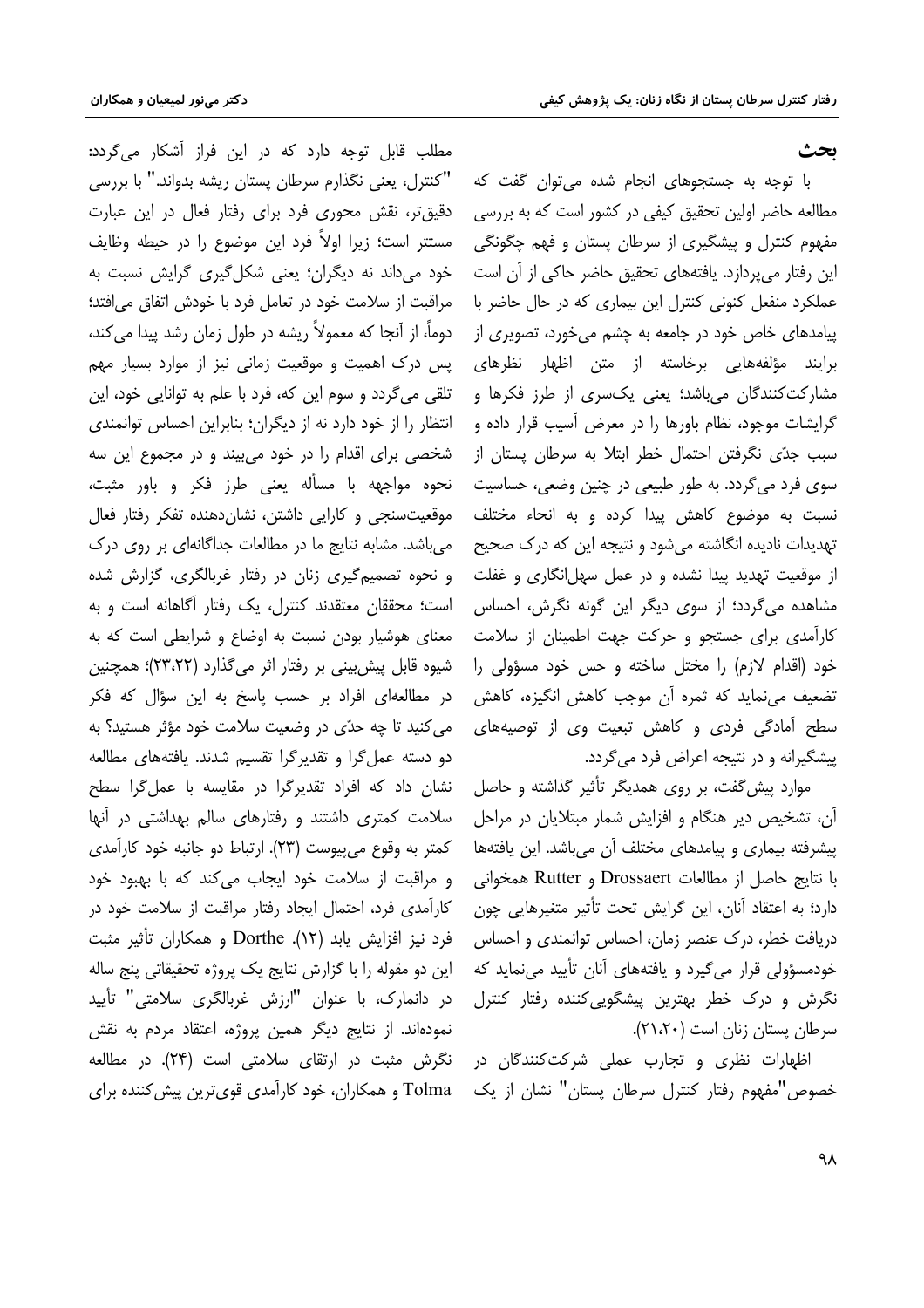## بحث

با توجه به جستجوهای انجام شده می‌توان گفت که مطالعه حاضر اولین تحقیق کیفی در کشور است که به بررسی مفهوم کنترل و پیشگیری از سرطان پستان و فهم چگونگی این رفتار می‌پردازد. یافته‌های تحقیق حاضر حاکی از آن است عملکرد منفعل کنونی کنترل این بیماری که در حال حاضر با پیامدهای خاص خود در جامعه به چشم می‌خورد، تصویری از برایند مؤلفه‌هایی برخاسته از متن اظهار نظرهای مشارکت‌کنندگان می‌باشد؛ یعنی یک‌سری از طرز فکرها و گرایشات موجود، نظام باورها را در معرض آسیب قرار داده و سبب جدّی نگرفتن احتمال خطر ابتلا به سرطان پستان از سوی فرد می‌گردد. به طور طبیعی در چنین وضعی، حساسیت نسبت به موضوع کاهش پیدا کرده و به انحاء مختلف تهدیدات نادیده انگاشته می‌شود و نتیجه این که درک صحیح از موقعیت تهدید پیدا نشده و در عمل سهل‌انگاری و غفلت مشاهده می‌گردد؛ از سوی دیگر این گونه نگرش، احساس کارآمدی برای جستجو و حرکت جهت اطمینان از سلامت خود (اقدام لازم) را مختل ساخته و حس خود مسؤولی را تضعیف می‌نماید که ثمره آن موجب کاهش انگیزه، کاهش سطح آمادگی فردی و کاهش تبعیت وی از توصیه‌های پیشگیرانه و در نتیجه اعراض فرد می‌گردد.

موارد پیش‌گفت، بر روی همدیگر تأثیر گذاشته و حاصل آن، تشخیص دیر هنگام و افزایش شمار مبتلایان در مراحل پیشرفته بیماری و پیامدهای مختلف آن می‌باشد. این یافته‌ها با نتایج حاصل از مطالعات Drossaert و Rutter همخوانی دارد؛ به اعتقاد آنان، این گرایش تحت تأثیر متغیرهایی چون دریافت خطر، درک عنصر زمان، احساس توانمندی و احساس خودمسؤولی قرار می‌گیرد و یافته‌های آنان تأیید می‌نماید که نگرش و درک خطر بهترین پیشگویی‌کننده رفتار کنترل سرطان پستان زنان است (۲۱،۲۰).

اظهارات نظری و تجارب عملی شرکت‌کنندگان در خصوص "مفهوم رفتار کنترل سرطان پستان" نشان از یک مطلب قابل توجه دارد که در این فراز آشکار می‌گردد: "کنترل، یعنی نگذارم سرطان پستان ریشه بدواند." با بررسی دقیق‌تر، نقش محوری فرد برای رفتار فعال در این عبارت مستتر است؛ زیرا اولاً فرد این موضوع را در حیطه وظایف خود می‌داند نه دیگران؛ یعنی شکل‌گیری گرایش نسبت به مراقبت از سلامت خود در تعامل فرد با خودش اتفاق می‌افتد؛ دوماً، از آنجا که معمولاً ریشه در طول زمان رشد پیدا می‌کند، پس درک اهمیت و موقعیت زمانی نیز از موارد بسیار مهم تلقی می‌گردد و سوم این که، فرد با علم به توانایی خود، این انتظار را از خود دارد نه از دیگران؛ بنابراین احساس توانمندی شخصی برای اقدام را در خود می‌بیند و در مجموع این سه نحوه مواجهه با مسأله یعنی طرز فکر و باور مثبت، موقعیت‌سنجی و کارایی داشتن، نشان‌دهنده تفکر رفتار فعال می‌باشد. مشابه نتایج ما در مطالعات جداگانه‌ای بر روی درک و نحوه تصمیم‌گیری زنان در رفتار غربالگری، گزارش شده است؛ محققان معتقدند کنترل، یک رفتار آگاهانه است و به معنای هوشیار بودن نسبت به اوضاع و شرایطی است که به شیوه قابل پیش‌بینی بر رفتار اثر می‌گذارد (۲۳،۲۲)؛ همچنین در مطالعه‌ای افراد بر حسب پاسخ به این سؤال که فکر می‌کنید تا چه حدّی در وضعیت سلامت خود مؤثر هستید؟ به دو دسته عمل‌گرا و تقدیرگرا تقسیم شدند. یافته‌های مطالعه نشان داد که افراد تقدیرگرا در مقایسه با عمل‌گرا سطح سلامت کمتری داشتند و رفتارهای سالم بهداشتی در آنها کمتر به وقوع می‌پیوست (۲۳). ارتباط دو جانبه خود کارآمدی و مراقبت از سلامت خود ایجاب می‌کند که با بهبود خود کارآمدی فرد، احتمال ایجاد رفتار مراقبت از سلامت خود در فرد نیز افزایش یابد (۱۲). Dorthe و همکاران تأثیر مثبت این دو مقوله را با گزارش نتایج یک پروژه تحقیقاتی پنج ساله در دانمارک، با عنوان "ارزش غربالگری سلامتی" تأیید نموده‌اند. از نتایج دیگر همین پروژه، اعتقاد مردم به نقش نگرش مثبت در ارتقای سلامتی است (۲۴). در مطالعه Tolma و همکاران، خود کارآمدی قوی‌ترین پیش‌کننده برای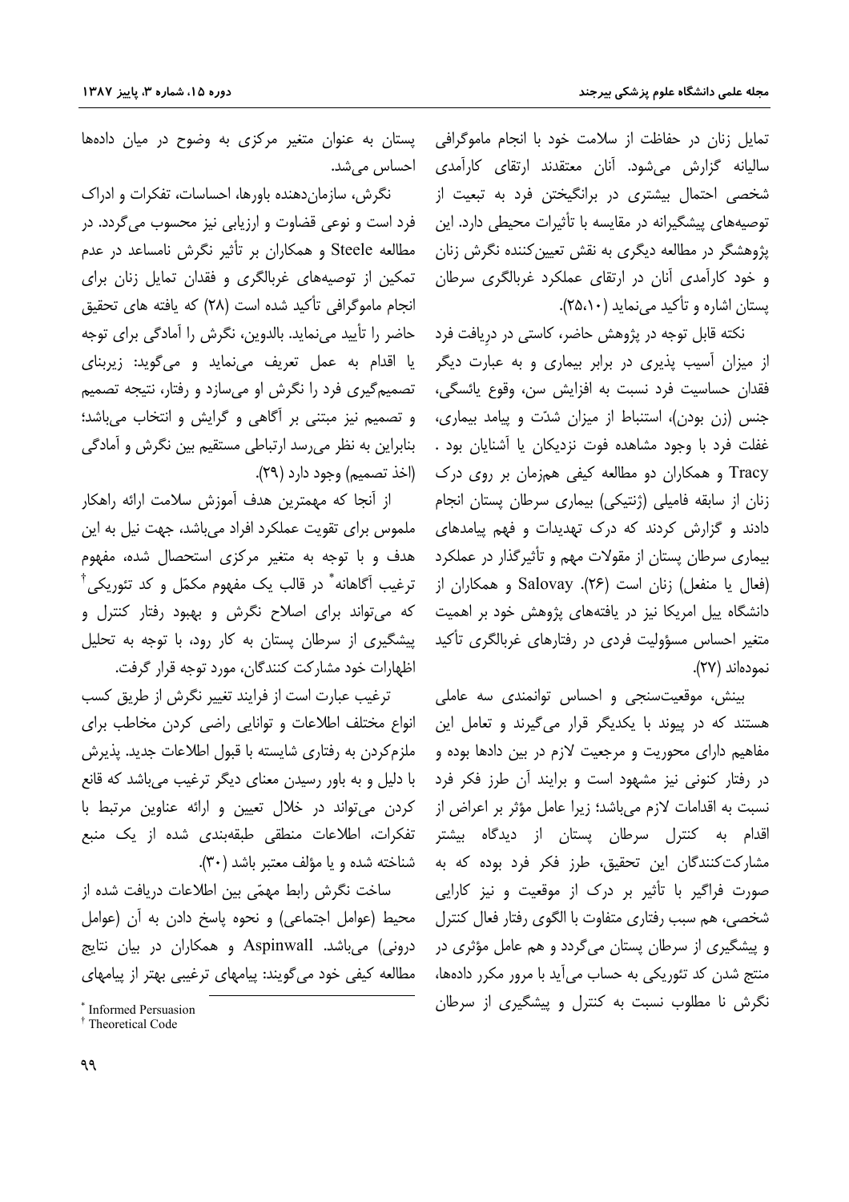تمایل زنان در حفاظت از سلامت خود با انجام ماموگرافی سالیانه گزارش می‌شود. آنان معتقدند ارتقای کارآمدی شخصی احتمال بیشتری در برانگیختن فرد به تبعیت از توصیه‌های پیشگیرانه در مقایسه با تأثیرات محیطی دارد. این پژوهشگر در مطالعه دیگری به نقش تعیین‌کننده نگرش زنان و خود کارآمدی آنان در ارتقای عملکرد غربالگری سرطان پستان اشاره و تأکید می‌نماید (۲۵،۱۰).

نکته قابل توجه در پژوهش حاضر، کاستی در دریافت فرد از میزان آسیب پذیری در برابر بیماری و به عبارت دیگر فقدان حساسیت فرد نسبت به افزایش سن، وقوع یائسگی، جنس (زن بودن)، استنباط از میزان شدّت و پیامد بیماری، غفلت فرد با وجود مشاهده فوت نزدیکان یا آشنایان بود. Tracy و همکاران دو مطالعه کیفی هم‌زمان بر روی درک زنان از سابقه فامیلی (ژنتیکی) بیماری سرطان پستان انجام دادند و گزارش کردند که درک تهدیدات و فهم پیامدهای بیماری سرطان پستان از مقولات مهم و تأثیرگذار در عملکرد (فعال یا منفعل) زنان است (۲۶). Salovay و همکاران از دانشگاه ییل امریکا نیز در یافته‌های پژوهش خود بر اهمیت متغیر احساس مسؤولیت فردی در رفتارهای غربالگری تأکید نموده‌اند (۲۷).

بینش، موقعیت‌سنجی و احساس توانمندی سه عاملی هستند که در پیوند با یکدیگر قرار می‌گیرند و تعامل این مفاهیم دارای محوریت و مرجعیت لازم در بین دادها بوده و در رفتار کنونی نیز مشهود است و برایند آن طرز فکر فرد نسبت به اقدامات لازم می‌باشد؛ زیرا عامل مؤثر بر اعراض از اقدام به کنترل سرطان پستان از دیدگاه بیشتر مشارکت‌کنندگان این تحقیق، طرز فکر فرد بوده که به صورت فراگیر با تأثیر بر درک از موقعیت و نیز کارایی شخصی، هم سبب رفتاری متفاوت با الگوی رفتار فعال کنترل و پیشگیری از سرطان پستان می‌گردد و هم عامل مؤثری در منتج شدن کد تئوریکی به حساب می‌آید با مرور مکرر داده‌ها، نگرش نا مطلوب نسبت به کنترل و پیشگیری از سرطان پستان به عنوان متغیر مرکزی به وضوح در میان داده‌ها احساس می‌شد.

نگرش، سازمان‌دهنده باورها، احساسات، تفکرات و ادراک فرد است و نوعی قضاوت و ارزیابی نیز محسوب می‌گردد. در مطالعه Steele و همکاران بر تأثیر نگرش نامساعد در عدم تمکین از توصیه‌های غربالگری و فقدان تمایل زنان برای انجام ماموگرافی تأکید شده است (۲۸) که یافته های تحقیق حاضر را تأیید می‌نماید. بالدوین، نگرش را آمادگی برای توجه یا اقدام به عمل تعریف می‌نماید و می‌گوید: زیربنای تصمیم‌گیری فرد را نگرش او می‌سازد و رفتار، نتیجه تصمیم و تصمیم نیز مبتنی بر آگاهی و گرایش و انتخاب می‌باشد؛ بنابراین به نظر می‌رسد ارتباطی مستقیم بین نگرش و آمادگی (اخذ تصمیم) وجود دارد (۲۹).

از آنجا که مهمترین هدف آموزش سلامت ارائه راهکار ملموس برای تقویت عملکرد افراد می‌باشد، جهت نیل به این هدف و با توجه به متغیر مرکزی استحصال شده، مفهوم ترغیب آگاهانه* در قالب یک مفهوم مکمّل و کد تئوریکی† که می‌تواند برای اصلاح نگرش و بهبود رفتار کنترل و پیشگیری از سرطان پستان به کار رود، با توجه به تحلیل اظهارات خود مشارکت کنندگان، مورد توجه قرار گرفت.

ترغیب عبارت است از فرایند تغییر نگرش از طریق کسب انواع مختلف اطلاعات و توانایی راضی کردن مخاطب برای ملزم‌کردن به رفتاری شایسته با قبول اطلاعات جدید. پذیرش با دلیل و به باور رسیدن معنای دیگر ترغیب می‌باشد که قانع کردن می‌تواند در خلال تعیین و ارائه عناوین مرتبط با تفکرات، اطلاعات منطقی طبقه‌بندی شده از یک منبع شناخته شده و یا مؤلف معتبر باشد (۳۰).

ساخت نگرش رابط مهمّی بین اطلاعات دریافت شده از محیط (عوامل اجتماعی) و نحوه پاسخ دادن به آن (عوامل درونی) می‌باشد. Aspinwall و همکاران در بیان نتایج مطالعه کیفی خود می‌گویند: پیامهای ترغیبی بهتر از پیامهای

---

* Informed Persuasion

† Theoretical Code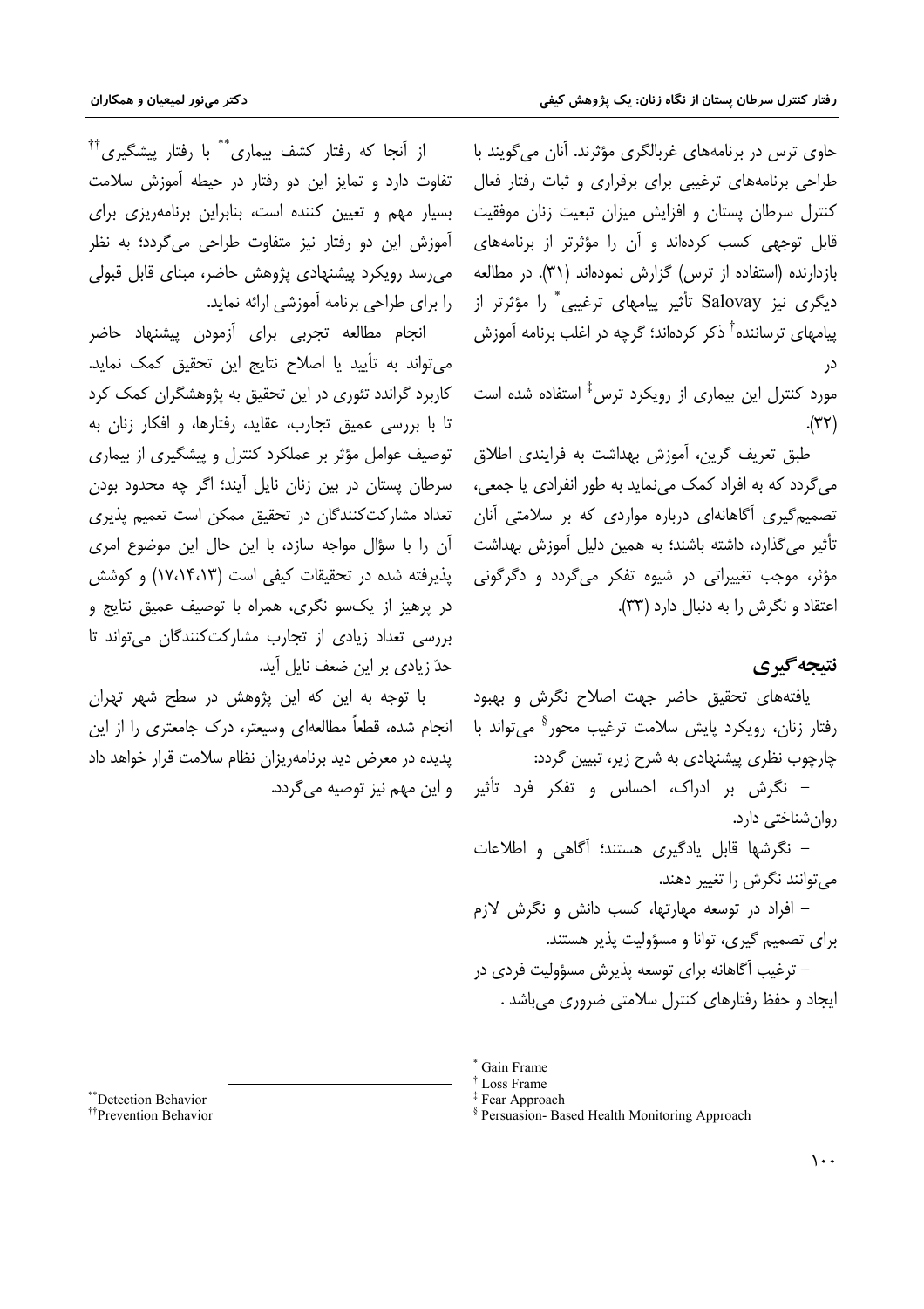حاوی ترس در برنامه‌های غربالگری مؤثرند. آنان می‌گویند با طراحی برنامه‌های ترغیبی برای برقراری و ثبات رفتار فعال کنترل سرطان پستان و افزایش میزان تبعیت زنان موفقیت قابل توجهی کسب کرده‌اند و آن را مؤثرتر از برنامه‌های بازدارنده (استفاده از ترس) گزارش نموده‌اند (۳۱). در مطالعه دیگری نیز Salovay تأثیر پیامهای ترغیبی* را مؤثرتر از پیامهای ترساننده† ذکر کرده‌اند؛ گرچه در اغلب برنامه آموزش در مورد کنترل این بیماری از رویکرد ترس‡ استفاده شده است (۳۲).

طبق تعریف گرین، آموزش بهداشت به فرایندی اطلاق می‌گردد که به افراد کمک می‌نماید به طور انفرادی یا جمعی، تصمیم‌گیری آگاهانه‌ای درباره مواردی که بر سلامتی آنان تأثیر می‌گذارد، داشته باشند؛ به همین دلیل آموزش بهداشت مؤثر، موجب تغییراتی در شیوه تفکر می‌گردد و دگرگونی اعتقاد و نگرش را به دنبال دارد (۳۳).

## نتیجه‌گیری

یافته‌های تحقیق حاضر جهت اصلاح نگرش و بهبود رفتار زنان، رویکرد پایش سلامت ترغیب محور§ می‌تواند با چارچوب نظری پیشنهادی به شرح زیر، تبیین گردد:

– نگرش بر ادراک، احساس و تفکر فرد تأثیر روان‌شناختی دارد.

– نگرشها قابل یادگیری هستند؛ آگاهی و اطلاعات می‌توانند نگرش را تغییر دهند.

– افراد در توسعه مهارتها، کسب دانش و نگرش لازم برای تصمیم گیری، توانا و مسؤولیت پذیر هستند.

– ترغیب آگاهانه برای توسعه پذیرش مسؤولیت فردی در ایجاد و حفظ رفتارهای کنترل سلامتی ضروری می‌باشد .

از آنجا که رفتار کشف بیماری** با رفتار پیشگیری†† تفاوت دارد و تمایز این دو رفتار در حیطه آموزش سلامت بسیار مهم و تعیین کننده است، بنابراین برنامه‌ریزی برای آموزش این دو رفتار نیز متفاوت طراحی می‌گردد؛ به نظر می‌رسد رویکرد پیشنهادی پژوهش حاضر، مبنای قابل قبولی را برای طراحی برنامه آموزشی ارائه نماید.

انجام مطالعه تجربی برای آزمودن پیشنهاد حاضر می‌تواند به تأیید یا اصلاح نتایج این تحقیق کمک نماید. کاربرد گراندد تئوری در این تحقیق به پژوهشگران کمک کرد تا با بررسی عمیق تجارب، عقاید، رفتارها، و افکار زنان به توصیف عوامل مؤثر بر عملکرد کنترل و پیشگیری از بیماری سرطان پستان در بین زنان نایل آیند؛ اگر چه محدود بودن تعداد مشارکت‌کنندگان در تحقیق ممکن است تعمیم پذیری آن را با سؤال مواجه سازد، با این حال این موضوع امری پذیرفته شده در تحقیقات کیفی است (۱۷،۱۴،۱۳) و کوشش در پرهیز از یک‌سو نگری، همراه با توصیف عمیق نتایج و بررسی تعداد زیادی از تجارب مشارکت‌کنندگان می‌تواند تا حدّ زیادی بر این ضعف نایل آید.

با توجه به این که این پژوهش در سطح شهر تهران انجام شده، قطعاً مطالعه‌ای وسیعتر، درک جامعتری را از این پدیده در معرض دید برنامه‌ریزان نظام سلامت قرار خواهد داد و این مهم نیز توصیه می‌گردد.

---

* Gain Frame
† Loss Frame
‡ Fear Approach
§ Persuasion- Based Health Monitoring Approach
** Detection Behavior
†† Prevention Behavior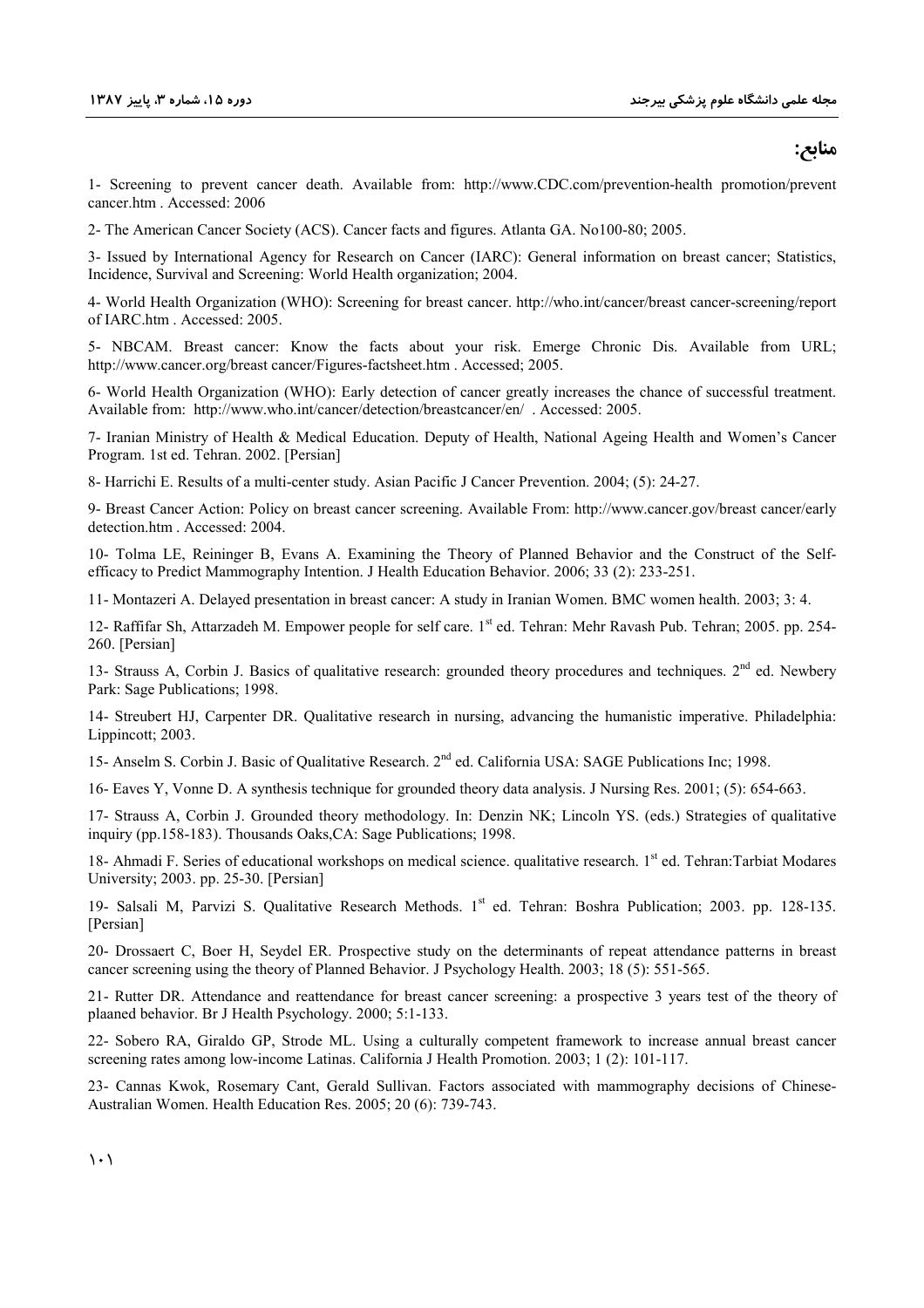## منابع:

1- Screening to prevent cancer death. Available from: http://www.CDC.com/prevention-health promotion/prevent cancer.htm . Accessed: 2006

2- The American Cancer Society (ACS). Cancer facts and figures. Atlanta GA. No100-80; 2005.

3- Issued by International Agency for Research on Cancer (IARC): General information on breast cancer; Statistics, Incidence, Survival and Screening: World Health organization; 2004.

4- World Health Organization (WHO): Screening for breast cancer. http://who.int/cancer/breast cancer-screening/report of IARC.htm . Accessed: 2005.

5- NBCAM. Breast cancer: Know the facts about your risk. Emerge Chronic Dis. Available from URL; http://www.cancer.org/breast cancer/Figures-factsheet.htm . Accessed; 2005.

6- World Health Organization (WHO): Early detection of cancer greatly increases the chance of successful treatment. Available from: http://www.who.int/cancer/detection/breastcancer/en/ . Accessed: 2005.

7- Iranian Ministry of Health & Medical Education. Deputy of Health, National Ageing Health and Women's Cancer Program. 1st ed. Tehran. 2002. [Persian]

8- Harrichi E. Results of a multi-center study. Asian Pacific J Cancer Prevention. 2004; (5): 24-27.

9- Breast Cancer Action: Policy on breast cancer screening. Available From: http://www.cancer.gov/breast cancer/early detection.htm . Accessed: 2004.

10- Tolma LE, Reininger B, Evans A. Examining the Theory of Planned Behavior and the Construct of the Self-efficacy to Predict Mammography Intention. J Health Education Behavior. 2006; 33 (2): 233-251.

11- Montazeri A. Delayed presentation in breast cancer: A study in Iranian Women. BMC women health. 2003; 3: 4.

12- Raffifar Sh, Attarzadeh M. Empower people for self care. 1st ed. Tehran: Mehr Ravash Pub. Tehran; 2005. pp. 254-260. [Persian]

13- Strauss A, Corbin J. Basics of qualitative research: grounded theory procedures and techniques. 2nd ed. Newbery Park: Sage Publications; 1998.

14- Streubert HJ, Carpenter DR. Qualitative research in nursing, advancing the humanistic imperative. Philadelphia: Lippincott; 2003.

15- Anselm S. Corbin J. Basic of Qualitative Research. 2nd ed. California USA: SAGE Publications Inc; 1998.

16- Eaves Y, Vonne D. A synthesis technique for grounded theory data analysis. J Nursing Res. 2001; (5): 654-663.

17- Strauss A, Corbin J. Grounded theory methodology. In: Denzin NK; Lincoln YS. (eds.) Strategies of qualitative inquiry (pp.158-183). Thousands Oaks,CA: Sage Publications; 1998.

18- Ahmadi F. Series of educational workshops on medical science. qualitative research. 1st ed. Tehran:Tarbiat Modares University; 2003. pp. 25-30. [Persian]

19- Salsali M, Parvizi S. Qualitative Research Methods. 1st ed. Tehran: Boshra Publication; 2003. pp. 128-135. [Persian]

20- Drossaert C, Boer H, Seydel ER. Prospective study on the determinants of repeat attendance patterns in breast cancer screening using the theory of Planned Behavior. J Psychology Health. 2003; 18 (5): 551-565.

21- Rutter DR. Attendance and reattendance for breast cancer screening: a prospective 3 years test of the theory of plaaned behavior. Br J Health Psychology. 2000; 5:1-133.

22- Sobero RA, Giraldo GP, Strode ML. Using a culturally competent framework to increase annual breast cancer screening rates among low-income Latinas. California J Health Promotion. 2003; 1 (2): 101-117.

23- Cannas Kwok, Rosemary Cant, Gerald Sullivan. Factors associated with mammography decisions of Chinese-Australian Women. Health Education Res. 2005; 20 (6): 739-743.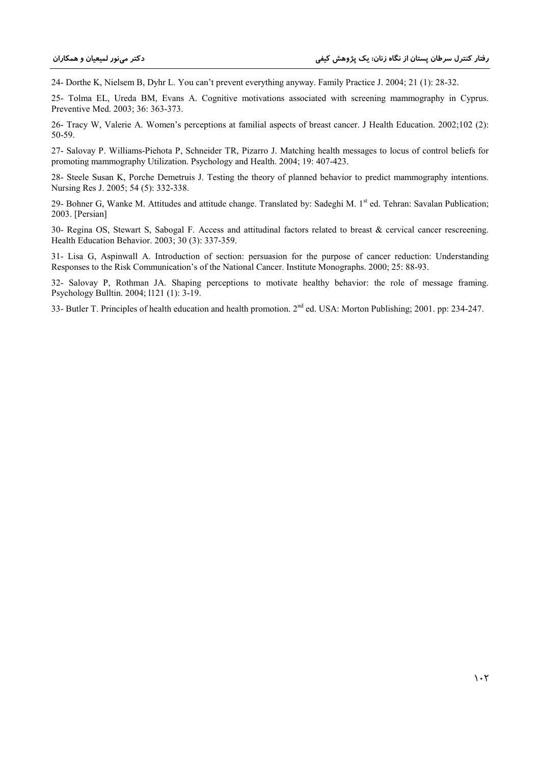24- Dorthe K, Nielsem B, Dyhr L. You can't prevent everything anyway. Family Practice J. 2004; 21 (1): 28-32.

25- Tolma EL, Ureda BM, Evans A. Cognitive motivations associated with screening mammography in Cyprus. Preventive Med. 2003; 36: 363-373.

26- Tracy W, Valerie A. Women's perceptions at familial aspects of breast cancer. J Health Education. 2002;102 (2): 50-59.

27- Salovay P. Williams-Piehota P, Schneider TR, Pizarro J. Matching health messages to locus of control beliefs for promoting mammography Utilization. Psychology and Health. 2004; 19: 407-423.

28- Steele Susan K, Porche Demetruis J. Testing the theory of planned behavior to predict mammography intentions. Nursing Res J. 2005; 54 (5): 332-338.

29- Bohner G, Wanke M. Attitudes and attitude change. Translated by: Sadeghi M. 1st ed. Tehran: Savalan Publication; 2003. [Persian]

30- Regina OS, Stewart S, Sabogal F. Access and attitudinal factors related to breast & cervical cancer rescreening. Health Education Behavior. 2003; 30 (3): 337-359.

31- Lisa G, Aspinwall A. Introduction of section: persuasion for the purpose of cancer reduction: Understanding Responses to the Risk Communication's of the National Cancer. Institute Monographs. 2000; 25: 88-93.

32- Salovay P, Rothman JA. Shaping perceptions to motivate healthy behavior: the role of message framing. Psychology Bulltin. 2004; l121 (1): 3-19.

33- Butler T. Principles of health education and health promotion. 2nd ed. USA: Morton Publishing; 2001. pp: 234-247.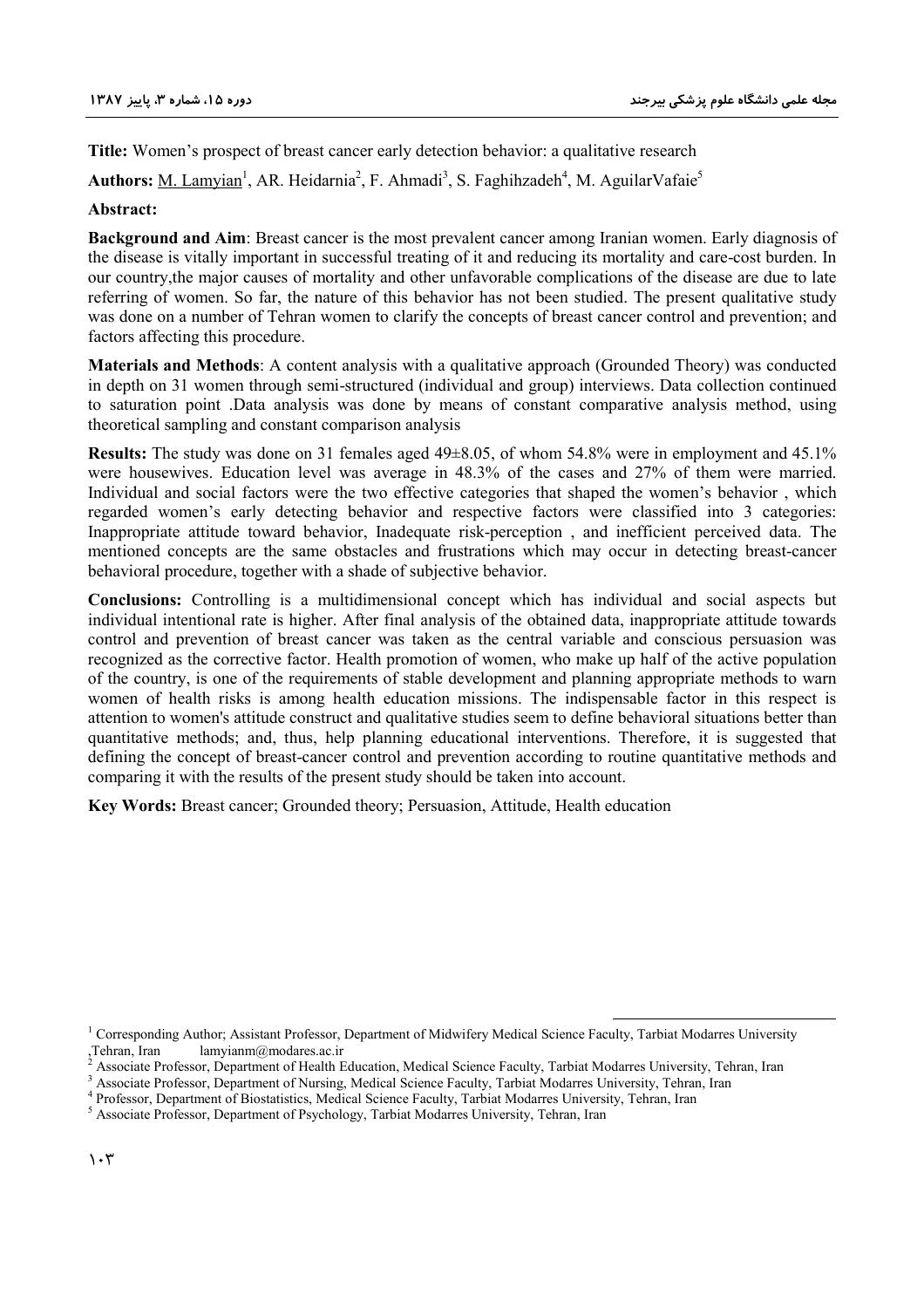**Title:** Women's prospect of breast cancer early detection behavior: a qualitative research

**Authors:** M. Lamyian[1], AR. Heidarnia[2], F. Ahmadi[3], S. Faghihzadeh[4], M. AguilarVafaie[5]

**Abstract:**

**Background and Aim**: Breast cancer is the most prevalent cancer among Iranian women. Early diagnosis of the disease is vitally important in successful treating of it and reducing its mortality and care-cost burden. In our country,the major causes of mortality and other unfavorable complications of the disease are due to late referring of women. So far, the nature of this behavior has not been studied. The present qualitative study was done on a number of Tehran women to clarify the concepts of breast cancer control and prevention; and factors affecting this procedure.

**Materials and Methods**: A content analysis with a qualitative approach (Grounded Theory) was conducted in depth on 31 women through semi-structured (individual and group) interviews. Data collection continued to saturation point .Data analysis was done by means of constant comparative analysis method, using theoretical sampling and constant comparison analysis

**Results:** The study was done on 31 females aged 49±8.05, of whom 54.8% were in employment and 45.1% were housewives. Education level was average in 48.3% of the cases and 27% of them were married. Individual and social factors were the two effective categories that shaped the women's behavior , which regarded women's early detecting behavior and respective factors were classified into 3 categories: Inappropriate attitude toward behavior, Inadequate risk-perception , and inefficient perceived data. The mentioned concepts are the same obstacles and frustrations which may occur in detecting breast-cancer behavioral procedure, together with a shade of subjective behavior.

**Conclusions:** Controlling is a multidimensional concept which has individual and social aspects but individual intentional rate is higher. After final analysis of the obtained data, inappropriate attitude towards control and prevention of breast cancer was taken as the central variable and conscious persuasion was recognized as the corrective factor. Health promotion of women, who make up half of the active population of the country, is one of the requirements of stable development and planning appropriate methods to warn women of health risks is among health education missions. The indispensable factor in this respect is attention to women's attitude construct and qualitative studies seem to define behavioral situations better than quantitative methods; and, thus, help planning educational interventions. Therefore, it is suggested that defining the concept of breast-cancer control and prevention according to routine quantitative methods and comparing it with the results of the present study should be taken into account.

**Key Words:** Breast cancer; Grounded theory; Persuasion, Attitude, Health education

---

[1] Corresponding Author; Assistant Professor, Department of Midwifery Medical Science Faculty, Tarbiat Modarres University ,Tehran, Iran lamyianm@modares.ac.ir

[2] Associate Professor, Department of Health Education, Medical Science Faculty, Tarbiat Modarres University, Tehran, Iran

[3] Associate Professor, Department of Nursing, Medical Science Faculty, Tarbiat Modarres University, Tehran, Iran

[4] Professor, Department of Biostatistics, Medical Science Faculty, Tarbiat Modarres University, Tehran, Iran

[5] Associate Professor, Department of Psychology, Tarbiat Modarres University, Tehran, Iran